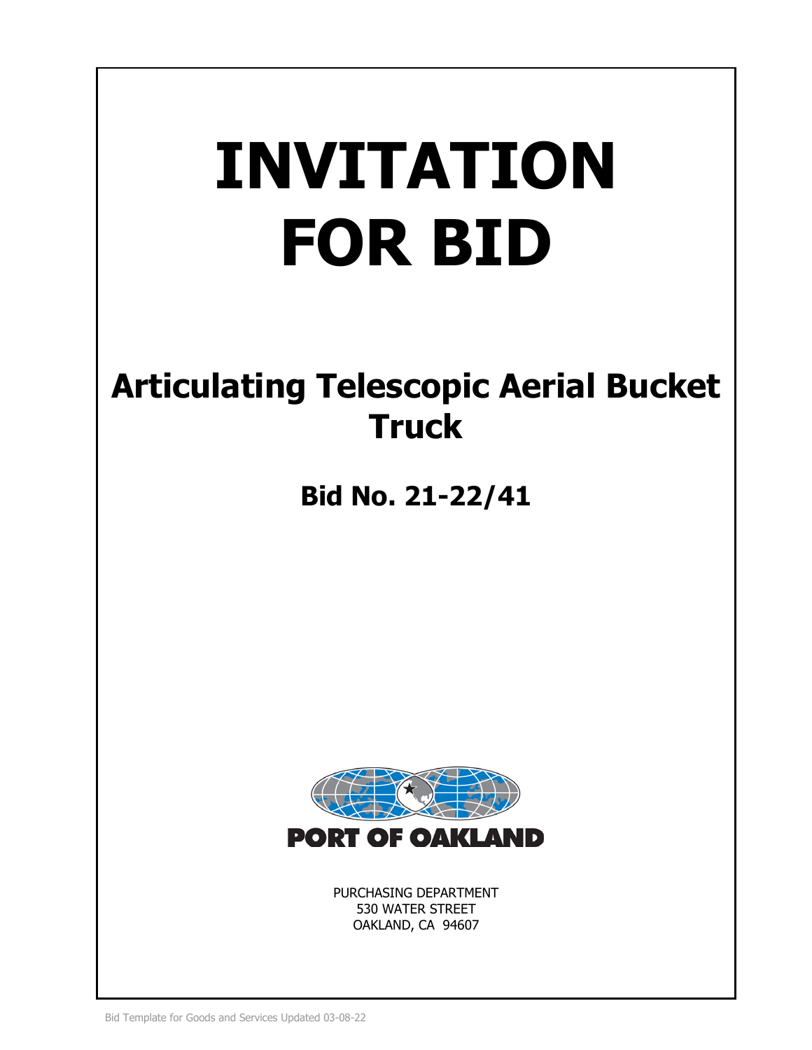# INVITATION FOR BID

## Articulating Telescopic Aerial Bucket Truck

### Bid No. 21-22/41

PORT OF OAKLAND

PURCHASING DEPARTMENT
530 WATER STREET
OAKLAND, CA 94607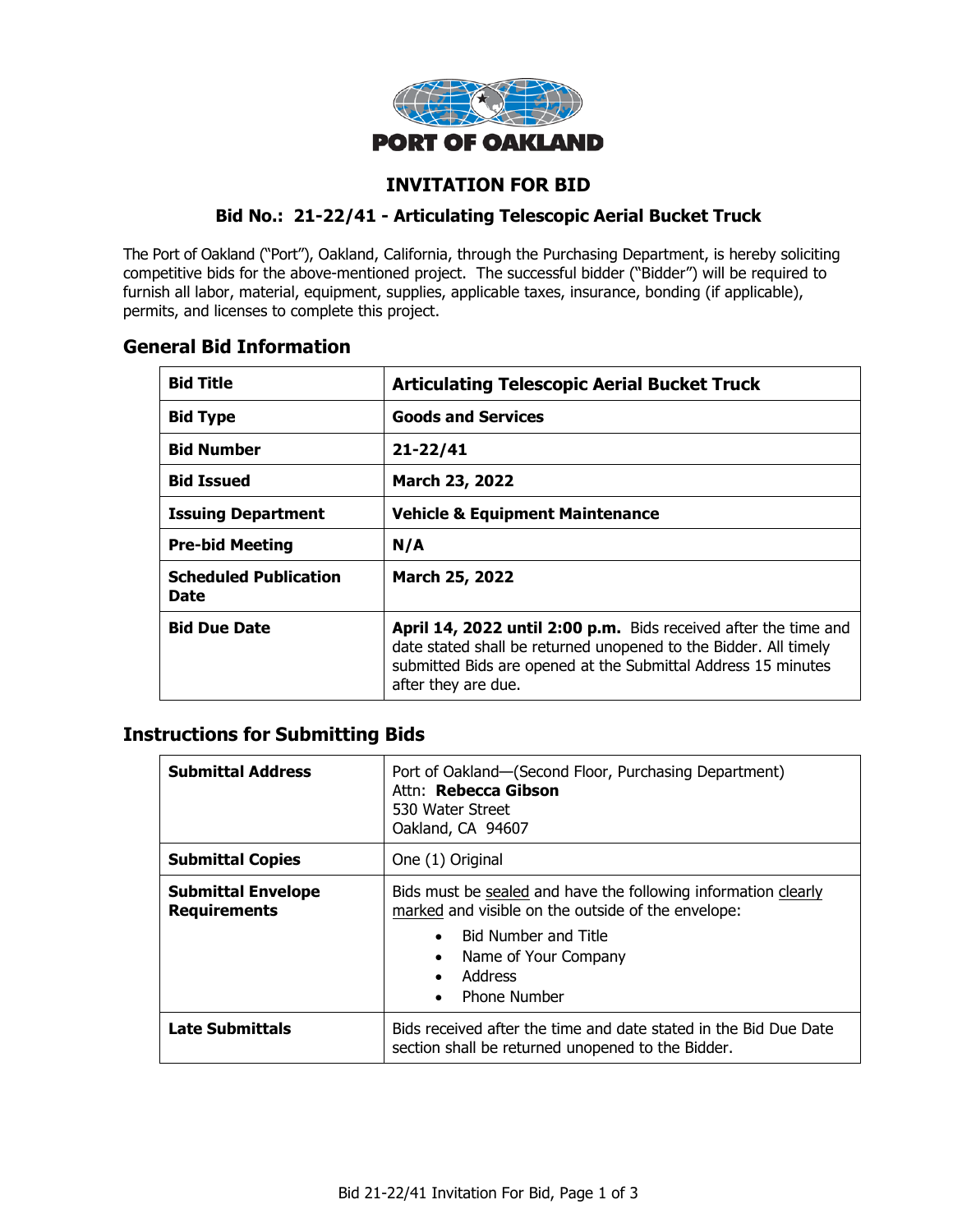PORT OF OAKLAND

# INVITATION FOR BID

### Bid No.: 21-22/41 - Articulating Telescopic Aerial Bucket Truck

The Port of Oakland ("Port"), Oakland, California, through the Purchasing Department, is hereby soliciting competitive bids for the above-mentioned project. The successful bidder ("Bidder") will be required to furnish all labor, material, equipment, supplies, applicable taxes, insurance, bonding (if applicable), permits, and licenses to complete this project.

## General Bid Information

| | |
|---|---|
| **Bid Title** | **Articulating Telescopic Aerial Bucket Truck** |
| **Bid Type** | **Goods and Services** |
| **Bid Number** | **21-22/41** |
| **Bid Issued** | **March 23, 2022** |
| **Issuing Department** | **Vehicle & Equipment Maintenance** |
| **Pre-bid Meeting** | **N/A** |
| **Scheduled Publication Date** | **March 25, 2022** |
| **Bid Due Date** | **April 14, 2022 until 2:00 p.m.** Bids received after the time and date stated shall be returned unopened to the Bidder. All timely submitted Bids are opened at the Submittal Address 15 minutes after they are due. |

## Instructions for Submitting Bids

| | |
|---|---|
| **Submittal Address** | Port of Oakland—(Second Floor, Purchasing Department)<br>Attn: **Rebecca Gibson**<br>530 Water Street<br>Oakland, CA 94607 |
| **Submittal Copies** | One (1) Original |
| **Submittal Envelope Requirements** | Bids must be sealed and have the following information clearly marked and visible on the outside of the envelope:<br>• Bid Number and Title<br>• Name of Your Company<br>• Address<br>• Phone Number |
| **Late Submittals** | Bids received after the time and date stated in the Bid Due Date section shall be returned unopened to the Bidder. |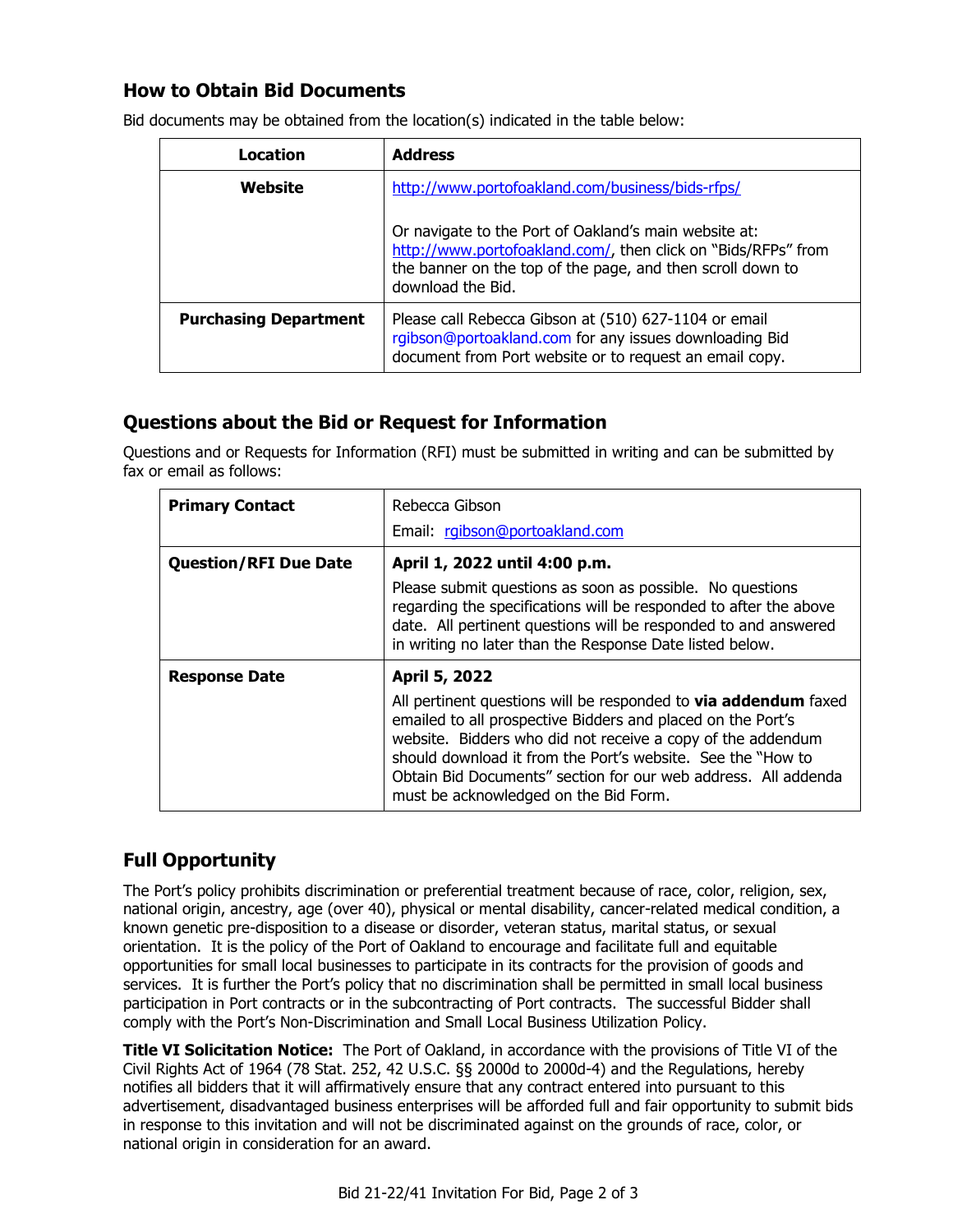## How to Obtain Bid Documents

Bid documents may be obtained from the location(s) indicated in the table below:

| Location | Address |
|---|---|
| **Website** | http://www.portofoakland.com/business/bids-rfps/<br><br>Or navigate to the Port of Oakland's main website at: http://www.portofoakland.com/, then click on "Bids/RFPs" from the banner on the top of the page, and then scroll down to download the Bid. |
| **Purchasing Department** | Please call Rebecca Gibson at (510) 627-1104 or email rgibson@portoakland.com for any issues downloading Bid document from Port website or to request an email copy. |

## Questions about the Bid or Request for Information

Questions and or Requests for Information (RFI) must be submitted in writing and can be submitted by fax or email as follows:

| | |
|---|---|
| **Primary Contact** | Rebecca Gibson<br>Email: rgibson@portoakland.com |
| **Question/RFI Due Date** | **April 1, 2022 until 4:00 p.m.**<br>Please submit questions as soon as possible. No questions regarding the specifications will be responded to after the above date. All pertinent questions will be responded to and answered in writing no later than the Response Date listed below. |
| **Response Date** | **April 5, 2022**<br>All pertinent questions will be responded to **via addendum** faxed emailed to all prospective Bidders and placed on the Port's website. Bidders who did not receive a copy of the addendum should download it from the Port's website. See the "How to Obtain Bid Documents" section for our web address. All addenda must be acknowledged on the Bid Form. |

## Full Opportunity

The Port's policy prohibits discrimination or preferential treatment because of race, color, religion, sex, national origin, ancestry, age (over 40), physical or mental disability, cancer-related medical condition, a known genetic pre-disposition to a disease or disorder, veteran status, marital status, or sexual orientation. It is the policy of the Port of Oakland to encourage and facilitate full and equitable opportunities for small local businesses to participate in its contracts for the provision of goods and services. It is further the Port's policy that no discrimination shall be permitted in small local business participation in Port contracts or in the subcontracting of Port contracts. The successful Bidder shall comply with the Port's Non-Discrimination and Small Local Business Utilization Policy.

**Title VI Solicitation Notice:** The Port of Oakland, in accordance with the provisions of Title VI of the Civil Rights Act of 1964 (78 Stat. 252, 42 U.S.C. §§ 2000d to 2000d-4) and the Regulations, hereby notifies all bidders that it will affirmatively ensure that any contract entered into pursuant to this advertisement, disadvantaged business enterprises will be afforded full and fair opportunity to submit bids in response to this invitation and will not be discriminated against on the grounds of race, color, or national origin in consideration for an award.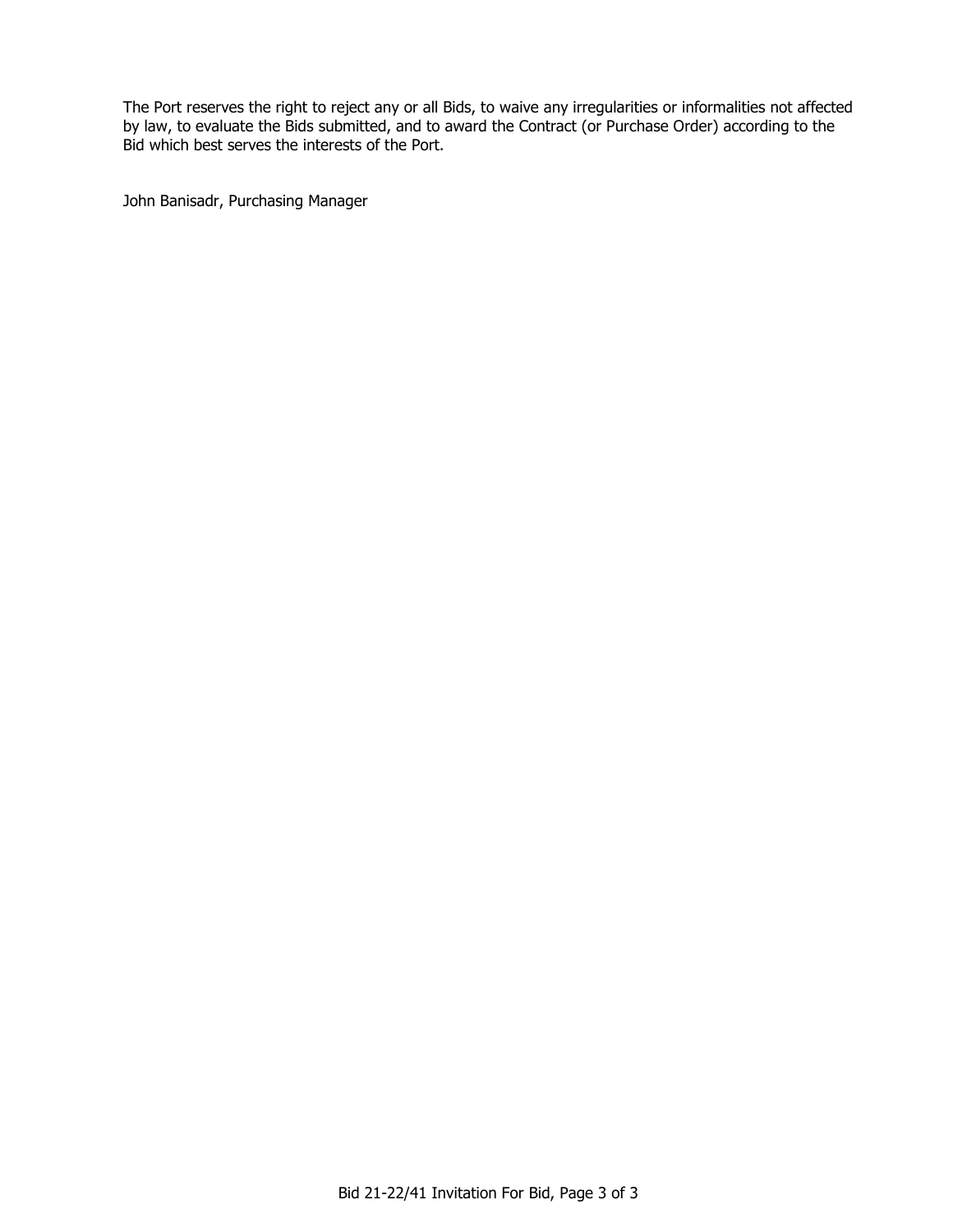The Port reserves the right to reject any or all Bids, to waive any irregularities or informalities not affected by law, to evaluate the Bids submitted, and to award the Contract (or Purchase Order) according to the Bid which best serves the interests of the Port.

John Banisadr, Purchasing Manager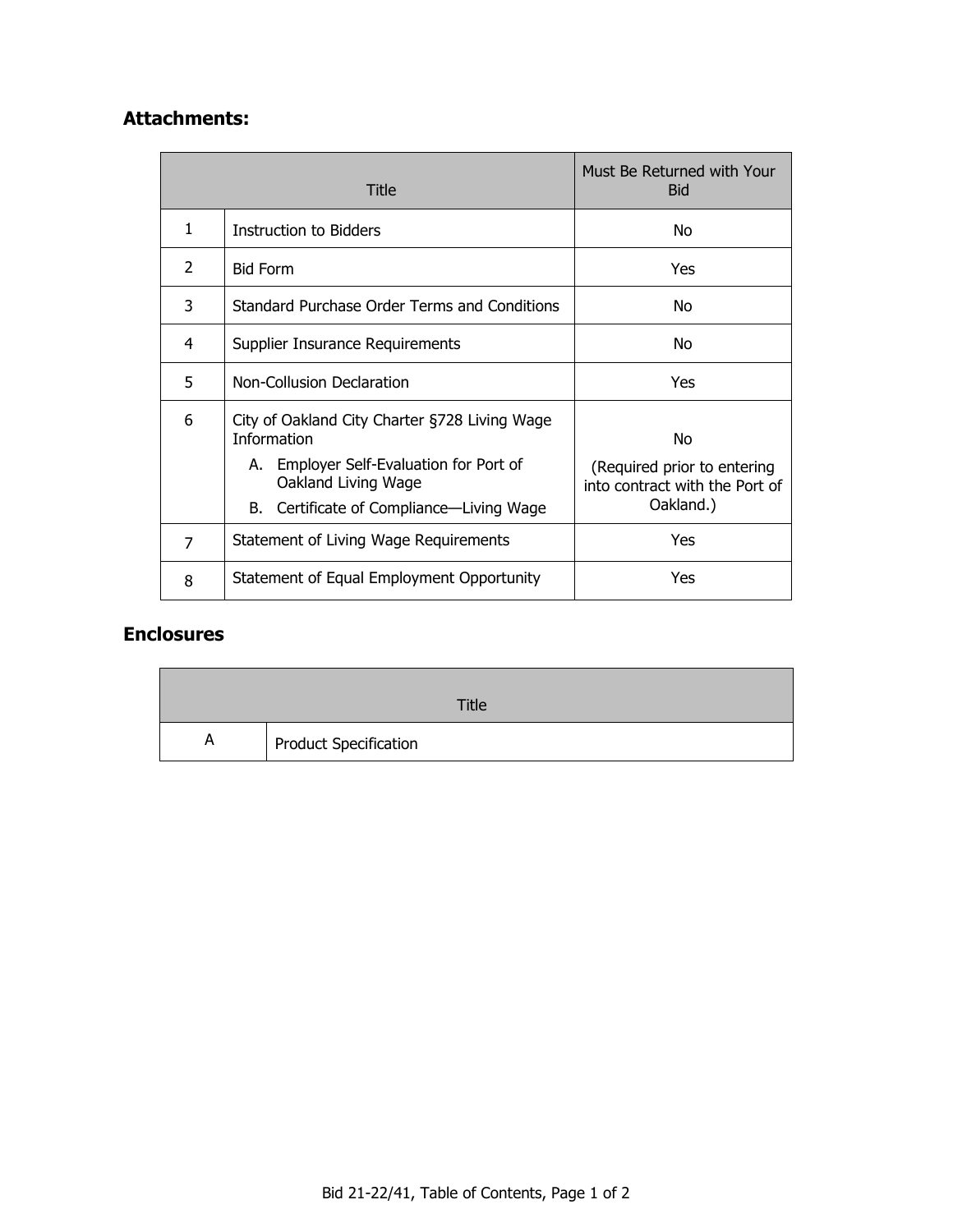## Attachments:

| | Title | Must Be Returned with Your Bid |
|---|---|---|
| 1 | Instruction to Bidders | No |
| 2 | Bid Form | Yes |
| 3 | Standard Purchase Order Terms and Conditions | No |
| 4 | Supplier Insurance Requirements | No |
| 5 | Non-Collusion Declaration | Yes |
| 6 | City of Oakland City Charter §728 Living Wage Information<br>A. Employer Self-Evaluation for Port of Oakland Living Wage<br>B. Certificate of Compliance—Living Wage | No<br>(Required prior to entering into contract with the Port of Oakland.) |
| 7 | Statement of Living Wage Requirements | Yes |
| 8 | Statement of Equal Employment Opportunity | Yes |

## Enclosures

| | Title |
|---|---|
| A | Product Specification |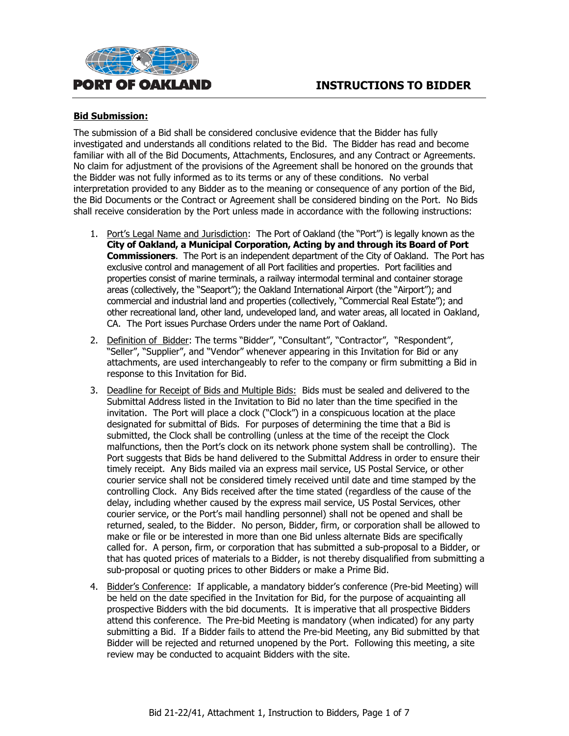# INSTRUCTIONS TO BIDDER

**Bid Submission:**

The submission of a Bid shall be considered conclusive evidence that the Bidder has fully investigated and understands all conditions related to the Bid. The Bidder has read and become familiar with all of the Bid Documents, Attachments, Enclosures, and any Contract or Agreements. No claim for adjustment of the provisions of the Agreement shall be honored on the grounds that the Bidder was not fully informed as to its terms or any of these conditions. No verbal interpretation provided to any Bidder as to the meaning or consequence of any portion of the Bid, the Bid Documents or the Contract or Agreement shall be considered binding on the Port. No Bids shall receive consideration by the Port unless made in accordance with the following instructions:

1. Port's Legal Name and Jurisdiction: The Port of Oakland (the "Port") is legally known as the **City of Oakland, a Municipal Corporation, Acting by and through its Board of Port Commissioners**. The Port is an independent department of the City of Oakland. The Port has exclusive control and management of all Port facilities and properties. Port facilities and properties consist of marine terminals, a railway intermodal terminal and container storage areas (collectively, the "Seaport"); the Oakland International Airport (the "Airport"); and commercial and industrial land and properties (collectively, "Commercial Real Estate"); and other recreational land, other land, undeveloped land, and water areas, all located in Oakland, CA. The Port issues Purchase Orders under the name Port of Oakland.

2. Definition of Bidder: The terms "Bidder", "Consultant", "Contractor", "Respondent", "Seller", "Supplier", and "Vendor" whenever appearing in this Invitation for Bid or any attachments, are used interchangeably to refer to the company or firm submitting a Bid in response to this Invitation for Bid.

3. Deadline for Receipt of Bids and Multiple Bids: Bids must be sealed and delivered to the Submittal Address listed in the Invitation to Bid no later than the time specified in the invitation. The Port will place a clock ("Clock") in a conspicuous location at the place designated for submittal of Bids. For purposes of determining the time that a Bid is submitted, the Clock shall be controlling (unless at the time of the receipt the Clock malfunctions, then the Port's clock on its network phone system shall be controlling). The Port suggests that Bids be hand delivered to the Submittal Address in order to ensure their timely receipt. Any Bids mailed via an express mail service, US Postal Service, or other courier service shall not be considered timely received until date and time stamped by the controlling Clock. Any Bids received after the time stated (regardless of the cause of the delay, including whether caused by the express mail service, US Postal Services, other courier service, or the Port's mail handling personnel) shall not be opened and shall be returned, sealed, to the Bidder. No person, Bidder, firm, or corporation shall be allowed to make or file or be interested in more than one Bid unless alternate Bids are specifically called for. A person, firm, or corporation that has submitted a sub-proposal to a Bidder, or that has quoted prices of materials to a Bidder, is not thereby disqualified from submitting a sub-proposal or quoting prices to other Bidders or make a Prime Bid.

4. Bidder's Conference: If applicable, a mandatory bidder's conference (Pre-bid Meeting) will be held on the date specified in the Invitation for Bid, for the purpose of acquainting all prospective Bidders with the bid documents. It is imperative that all prospective Bidders attend this conference. The Pre-bid Meeting is mandatory (when indicated) for any party submitting a Bid. If a Bidder fails to attend the Pre-bid Meeting, any Bid submitted by that Bidder will be rejected and returned unopened by the Port. Following this meeting, a site review may be conducted to acquaint Bidders with the site.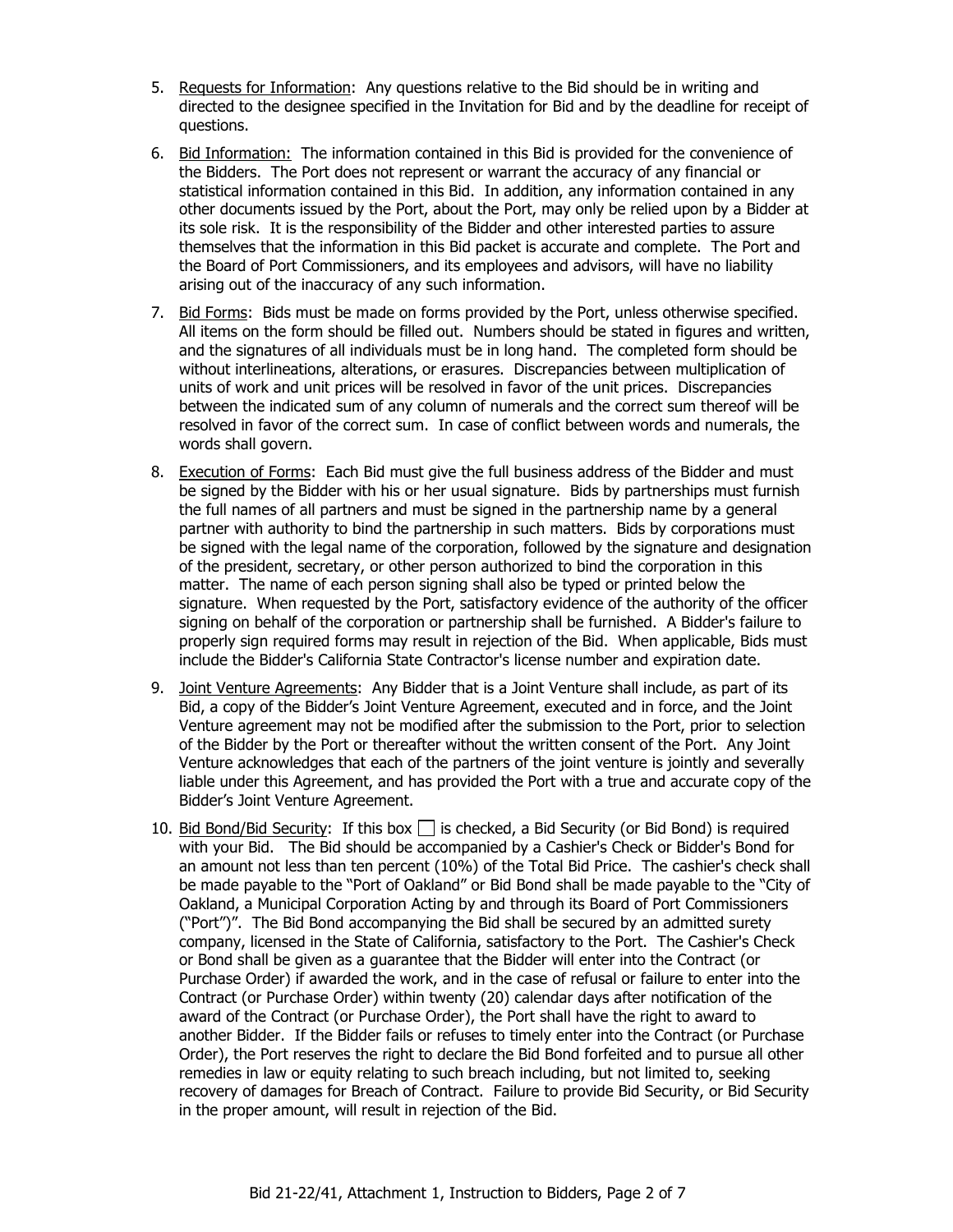5. <u>Requests for Information</u>: Any questions relative to the Bid should be in writing and directed to the designee specified in the Invitation for Bid and by the deadline for receipt of questions.

6. <u>Bid Information:</u> The information contained in this Bid is provided for the convenience of the Bidders. The Port does not represent or warrant the accuracy of any financial or statistical information contained in this Bid. In addition, any information contained in any other documents issued by the Port, about the Port, may only be relied upon by a Bidder at its sole risk. It is the responsibility of the Bidder and other interested parties to assure themselves that the information in this Bid packet is accurate and complete. The Port and the Board of Port Commissioners, and its employees and advisors, will have no liability arising out of the inaccuracy of any such information.

7. <u>Bid Forms</u>: Bids must be made on forms provided by the Port, unless otherwise specified. All items on the form should be filled out. Numbers should be stated in figures and written, and the signatures of all individuals must be in long hand. The completed form should be without interlineations, alterations, or erasures. Discrepancies between multiplication of units of work and unit prices will be resolved in favor of the unit prices. Discrepancies between the indicated sum of any column of numerals and the correct sum thereof will be resolved in favor of the correct sum. In case of conflict between words and numerals, the words shall govern.

8. <u>Execution of Forms</u>: Each Bid must give the full business address of the Bidder and must be signed by the Bidder with his or her usual signature. Bids by partnerships must furnish the full names of all partners and must be signed in the partnership name by a general partner with authority to bind the partnership in such matters. Bids by corporations must be signed with the legal name of the corporation, followed by the signature and designation of the president, secretary, or other person authorized to bind the corporation in this matter. The name of each person signing shall also be typed or printed below the signature. When requested by the Port, satisfactory evidence of the authority of the officer signing on behalf of the corporation or partnership shall be furnished. A Bidder's failure to properly sign required forms may result in rejection of the Bid. When applicable, Bids must include the Bidder's California State Contractor's license number and expiration date.

9. <u>Joint Venture Agreements</u>: Any Bidder that is a Joint Venture shall include, as part of its Bid, a copy of the Bidder's Joint Venture Agreement, executed and in force, and the Joint Venture agreement may not be modified after the submission to the Port, prior to selection of the Bidder by the Port or thereafter without the written consent of the Port. Any Joint Venture acknowledges that each of the partners of the joint venture is jointly and severally liable under this Agreement, and has provided the Port with a true and accurate copy of the Bidder's Joint Venture Agreement.

10. <u>Bid Bond/Bid Security</u>: If this box ☐ is checked, a Bid Security (or Bid Bond) is required with your Bid. The Bid should be accompanied by a Cashier's Check or Bidder's Bond for an amount not less than ten percent (10%) of the Total Bid Price. The cashier's check shall be made payable to the "Port of Oakland" or Bid Bond shall be made payable to the "City of Oakland, a Municipal Corporation Acting by and through its Board of Port Commissioners ("Port")". The Bid Bond accompanying the Bid shall be secured by an admitted surety company, licensed in the State of California, satisfactory to the Port. The Cashier's Check or Bond shall be given as a guarantee that the Bidder will enter into the Contract (or Purchase Order) if awarded the work, and in the case of refusal or failure to enter into the Contract (or Purchase Order) within twenty (20) calendar days after notification of the award of the Contract (or Purchase Order), the Port shall have the right to award to another Bidder. If the Bidder fails or refuses to timely enter into the Contract (or Purchase Order), the Port reserves the right to declare the Bid Bond forfeited and to pursue all other remedies in law or equity relating to such breach including, but not limited to, seeking recovery of damages for Breach of Contract. Failure to provide Bid Security, or Bid Security in the proper amount, will result in rejection of the Bid.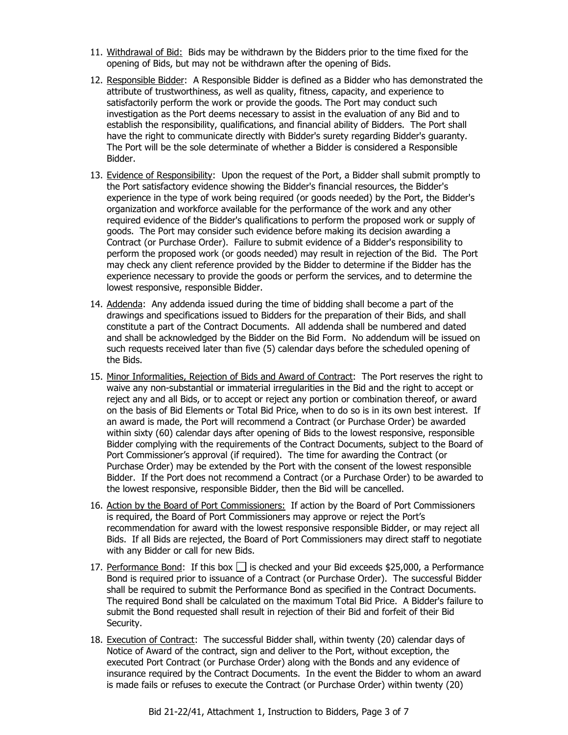11. Withdrawal of Bid: Bids may be withdrawn by the Bidders prior to the time fixed for the opening of Bids, but may not be withdrawn after the opening of Bids.

12. Responsible Bidder: A Responsible Bidder is defined as a Bidder who has demonstrated the attribute of trustworthiness, as well as quality, fitness, capacity, and experience to satisfactorily perform the work or provide the goods. The Port may conduct such investigation as the Port deems necessary to assist in the evaluation of any Bid and to establish the responsibility, qualifications, and financial ability of Bidders. The Port shall have the right to communicate directly with Bidder's surety regarding Bidder's guaranty. The Port will be the sole determinate of whether a Bidder is considered a Responsible Bidder.

13. Evidence of Responsibility: Upon the request of the Port, a Bidder shall submit promptly to the Port satisfactory evidence showing the Bidder's financial resources, the Bidder's experience in the type of work being required (or goods needed) by the Port, the Bidder's organization and workforce available for the performance of the work and any other required evidence of the Bidder's qualifications to perform the proposed work or supply of goods. The Port may consider such evidence before making its decision awarding a Contract (or Purchase Order). Failure to submit evidence of a Bidder's responsibility to perform the proposed work (or goods needed) may result in rejection of the Bid. The Port may check any client reference provided by the Bidder to determine if the Bidder has the experience necessary to provide the goods or perform the services, and to determine the lowest responsive, responsible Bidder.

14. Addenda: Any addenda issued during the time of bidding shall become a part of the drawings and specifications issued to Bidders for the preparation of their Bids, and shall constitute a part of the Contract Documents. All addenda shall be numbered and dated and shall be acknowledged by the Bidder on the Bid Form. No addendum will be issued on such requests received later than five (5) calendar days before the scheduled opening of the Bids.

15. Minor Informalities, Rejection of Bids and Award of Contract: The Port reserves the right to waive any non-substantial or immaterial irregularities in the Bid and the right to accept or reject any and all Bids, or to accept or reject any portion or combination thereof, or award on the basis of Bid Elements or Total Bid Price, when to do so is in its own best interest. If an award is made, the Port will recommend a Contract (or Purchase Order) be awarded within sixty (60) calendar days after opening of Bids to the lowest responsive, responsible Bidder complying with the requirements of the Contract Documents, subject to the Board of Port Commissioner's approval (if required). The time for awarding the Contract (or Purchase Order) may be extended by the Port with the consent of the lowest responsible Bidder. If the Port does not recommend a Contract (or a Purchase Order) to be awarded to the lowest responsive, responsible Bidder, then the Bid will be cancelled.

16. Action by the Board of Port Commissioners: If action by the Board of Port Commissioners is required, the Board of Port Commissioners may approve or reject the Port's recommendation for award with the lowest responsive responsible Bidder, or may reject all Bids. If all Bids are rejected, the Board of Port Commissioners may direct staff to negotiate with any Bidder or call for new Bids.

17. Performance Bond: If this box ☐ is checked and your Bid exceeds $25,000, a Performance Bond is required prior to issuance of a Contract (or Purchase Order). The successful Bidder shall be required to submit the Performance Bond as specified in the Contract Documents. The required Bond shall be calculated on the maximum Total Bid Price. A Bidder's failure to submit the Bond requested shall result in rejection of their Bid and forfeit of their Bid Security.

18. Execution of Contract: The successful Bidder shall, within twenty (20) calendar days of Notice of Award of the contract, sign and deliver to the Port, without exception, the executed Port Contract (or Purchase Order) along with the Bonds and any evidence of insurance required by the Contract Documents. In the event the Bidder to whom an award is made fails or refuses to execute the Contract (or Purchase Order) within twenty (20)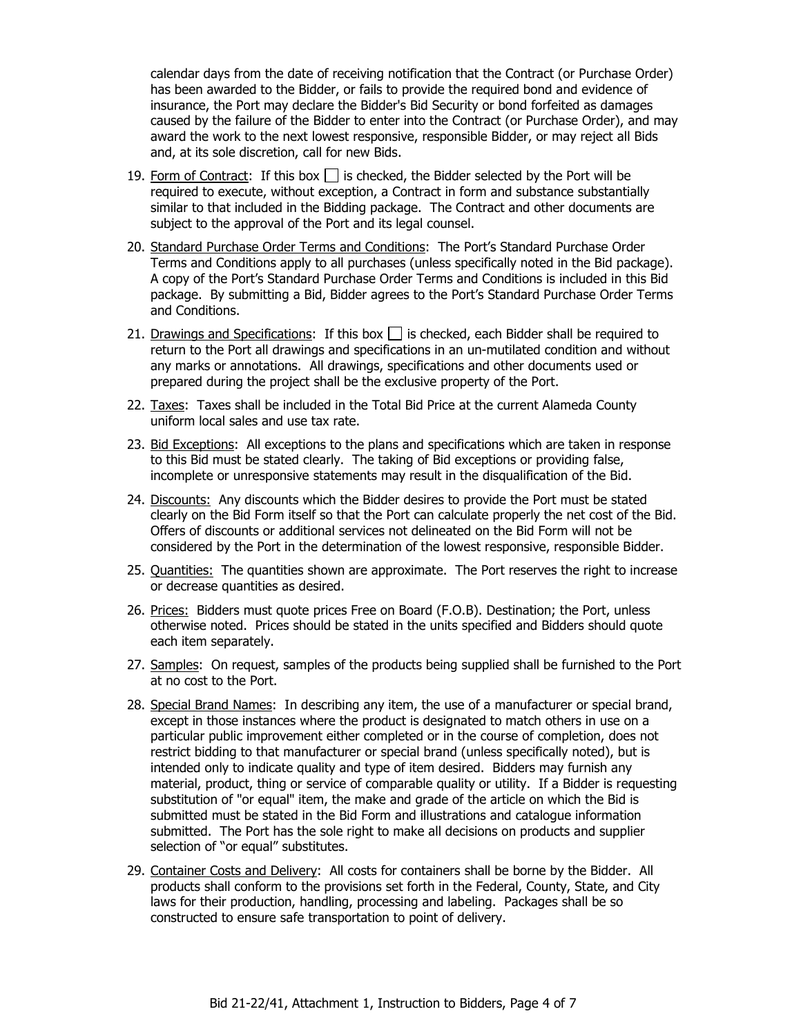calendar days from the date of receiving notification that the Contract (or Purchase Order) has been awarded to the Bidder, or fails to provide the required bond and evidence of insurance, the Port may declare the Bidder's Bid Security or bond forfeited as damages caused by the failure of the Bidder to enter into the Contract (or Purchase Order), and may award the work to the next lowest responsive, responsible Bidder, or may reject all Bids and, at its sole discretion, call for new Bids.

19. Form of Contract: If this box ☐ is checked, the Bidder selected by the Port will be required to execute, without exception, a Contract in form and substance substantially similar to that included in the Bidding package. The Contract and other documents are subject to the approval of the Port and its legal counsel.

20. Standard Purchase Order Terms and Conditions: The Port's Standard Purchase Order Terms and Conditions apply to all purchases (unless specifically noted in the Bid package). A copy of the Port's Standard Purchase Order Terms and Conditions is included in this Bid package. By submitting a Bid, Bidder agrees to the Port's Standard Purchase Order Terms and Conditions.

21. Drawings and Specifications: If this box ☐ is checked, each Bidder shall be required to return to the Port all drawings and specifications in an un-mutilated condition and without any marks or annotations. All drawings, specifications and other documents used or prepared during the project shall be the exclusive property of the Port.

22. Taxes: Taxes shall be included in the Total Bid Price at the current Alameda County uniform local sales and use tax rate.

23. Bid Exceptions: All exceptions to the plans and specifications which are taken in response to this Bid must be stated clearly. The taking of Bid exceptions or providing false, incomplete or unresponsive statements may result in the disqualification of the Bid.

24. Discounts: Any discounts which the Bidder desires to provide the Port must be stated clearly on the Bid Form itself so that the Port can calculate properly the net cost of the Bid. Offers of discounts or additional services not delineated on the Bid Form will not be considered by the Port in the determination of the lowest responsive, responsible Bidder.

25. Quantities: The quantities shown are approximate. The Port reserves the right to increase or decrease quantities as desired.

26. Prices: Bidders must quote prices Free on Board (F.O.B). Destination; the Port, unless otherwise noted. Prices should be stated in the units specified and Bidders should quote each item separately.

27. Samples: On request, samples of the products being supplied shall be furnished to the Port at no cost to the Port.

28. Special Brand Names: In describing any item, the use of a manufacturer or special brand, except in those instances where the product is designated to match others in use on a particular public improvement either completed or in the course of completion, does not restrict bidding to that manufacturer or special brand (unless specifically noted), but is intended only to indicate quality and type of item desired. Bidders may furnish any material, product, thing or service of comparable quality or utility. If a Bidder is requesting substitution of "or equal" item, the make and grade of the article on which the Bid is submitted must be stated in the Bid Form and illustrations and catalogue information submitted. The Port has the sole right to make all decisions on products and supplier selection of "or equal" substitutes.

29. Container Costs and Delivery: All costs for containers shall be borne by the Bidder. All products shall conform to the provisions set forth in the Federal, County, State, and City laws for their production, handling, processing and labeling. Packages shall be so constructed to ensure safe transportation to point of delivery.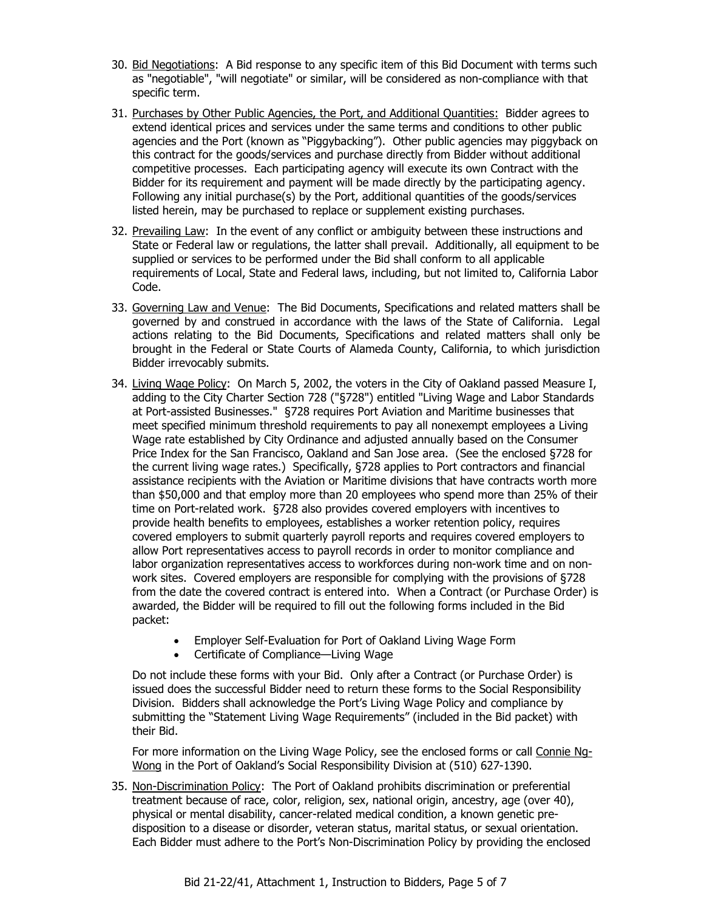30. Bid Negotiations: A Bid response to any specific item of this Bid Document with terms such as "negotiable", "will negotiate" or similar, will be considered as non-compliance with that specific term.

31. Purchases by Other Public Agencies, the Port, and Additional Quantities: Bidder agrees to extend identical prices and services under the same terms and conditions to other public agencies and the Port (known as "Piggybacking"). Other public agencies may piggyback on this contract for the goods/services and purchase directly from Bidder without additional competitive processes. Each participating agency will execute its own Contract with the Bidder for its requirement and payment will be made directly by the participating agency. Following any initial purchase(s) by the Port, additional quantities of the goods/services listed herein, may be purchased to replace or supplement existing purchases.

32. Prevailing Law: In the event of any conflict or ambiguity between these instructions and State or Federal law or regulations, the latter shall prevail. Additionally, all equipment to be supplied or services to be performed under the Bid shall conform to all applicable requirements of Local, State and Federal laws, including, but not limited to, California Labor Code.

33. Governing Law and Venue: The Bid Documents, Specifications and related matters shall be governed by and construed in accordance with the laws of the State of California. Legal actions relating to the Bid Documents, Specifications and related matters shall only be brought in the Federal or State Courts of Alameda County, California, to which jurisdiction Bidder irrevocably submits.

34. Living Wage Policy: On March 5, 2002, the voters in the City of Oakland passed Measure I, adding to the City Charter Section 728 ("§728") entitled "Living Wage and Labor Standards at Port-assisted Businesses." §728 requires Port Aviation and Maritime businesses that meet specified minimum threshold requirements to pay all nonexempt employees a Living Wage rate established by City Ordinance and adjusted annually based on the Consumer Price Index for the San Francisco, Oakland and San Jose area. (See the enclosed §728 for the current living wage rates.) Specifically, §728 applies to Port contractors and financial assistance recipients with the Aviation or Maritime divisions that have contracts worth more than $50,000 and that employ more than 20 employees who spend more than 25% of their time on Port-related work. §728 also provides covered employers with incentives to provide health benefits to employees, establishes a worker retention policy, requires covered employers to submit quarterly payroll reports and requires covered employers to allow Port representatives access to payroll records in order to monitor compliance and labor organization representatives access to workforces during non-work time and on non-work sites. Covered employers are responsible for complying with the provisions of §728 from the date the covered contract is entered into. When a Contract (or Purchase Order) is awarded, the Bidder will be required to fill out the following forms included in the Bid packet:

    - Employer Self-Evaluation for Port of Oakland Living Wage Form
    - Certificate of Compliance—Living Wage

    Do not include these forms with your Bid. Only after a Contract (or Purchase Order) is issued does the successful Bidder need to return these forms to the Social Responsibility Division. Bidders shall acknowledge the Port's Living Wage Policy and compliance by submitting the "Statement Living Wage Requirements" (included in the Bid packet) with their Bid.

    For more information on the Living Wage Policy, see the enclosed forms or call Connie Ng-Wong in the Port of Oakland's Social Responsibility Division at (510) 627-1390.

35. Non-Discrimination Policy: The Port of Oakland prohibits discrimination or preferential treatment because of race, color, religion, sex, national origin, ancestry, age (over 40), physical or mental disability, cancer-related medical condition, a known genetic pre-disposition to a disease or disorder, veteran status, marital status, or sexual orientation. Each Bidder must adhere to the Port's Non-Discrimination Policy by providing the enclosed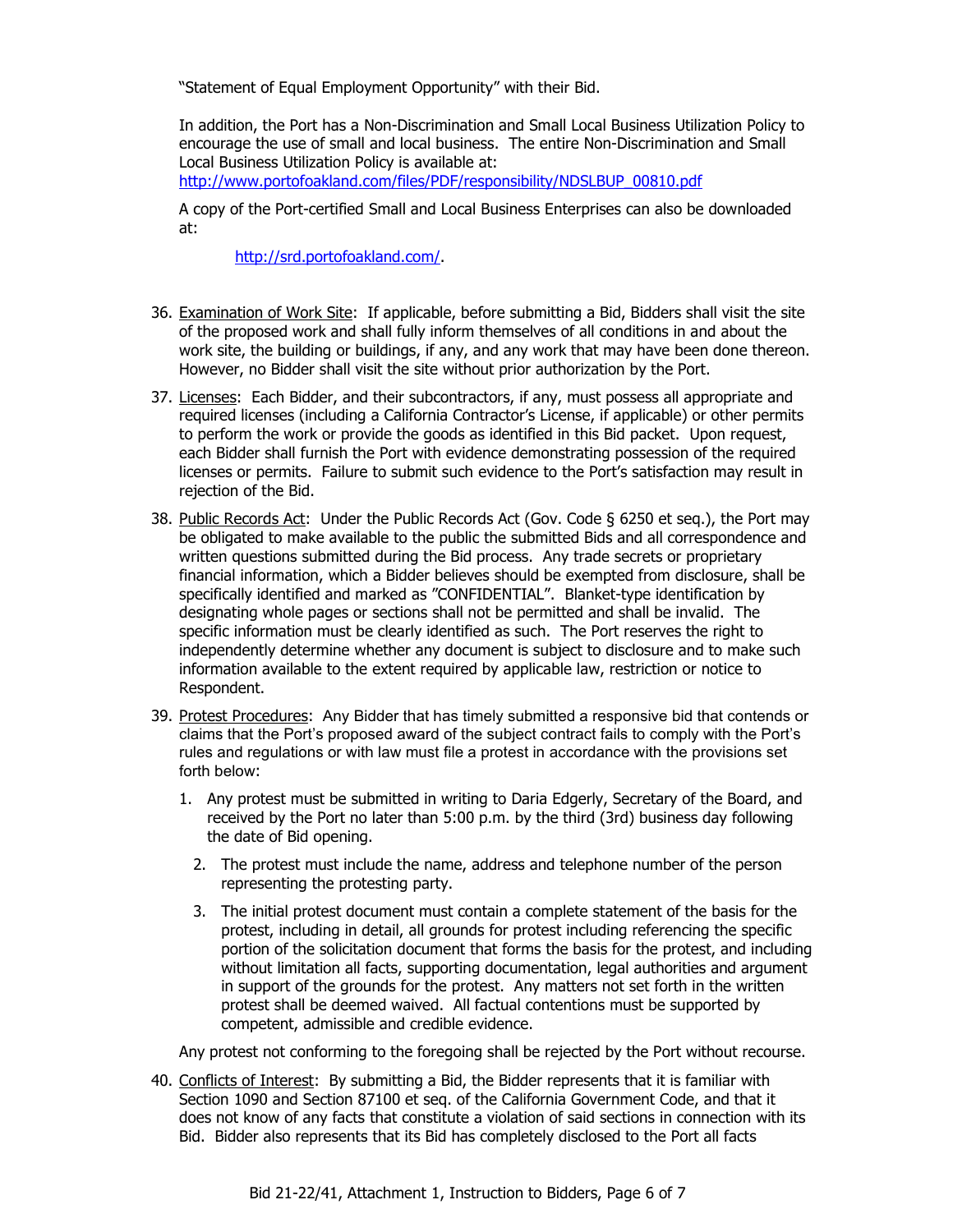"Statement of Equal Employment Opportunity" with their Bid.

In addition, the Port has a Non-Discrimination and Small Local Business Utilization Policy to encourage the use of small and local business. The entire Non-Discrimination and Small Local Business Utilization Policy is available at: http://www.portofoakland.com/files/PDF/responsibility/NDSLBUP_00810.pdf

A copy of the Port-certified Small and Local Business Enterprises can also be downloaded at:

http://srd.portofoakland.com/.

36. Examination of Work Site: If applicable, before submitting a Bid, Bidders shall visit the site of the proposed work and shall fully inform themselves of all conditions in and about the work site, the building or buildings, if any, and any work that may have been done thereon. However, no Bidder shall visit the site without prior authorization by the Port.

37. Licenses: Each Bidder, and their subcontractors, if any, must possess all appropriate and required licenses (including a California Contractor's License, if applicable) or other permits to perform the work or provide the goods as identified in this Bid packet. Upon request, each Bidder shall furnish the Port with evidence demonstrating possession of the required licenses or permits. Failure to submit such evidence to the Port's satisfaction may result in rejection of the Bid.

38. Public Records Act: Under the Public Records Act (Gov. Code § 6250 et seq.), the Port may be obligated to make available to the public the submitted Bids and all correspondence and written questions submitted during the Bid process. Any trade secrets or proprietary financial information, which a Bidder believes should be exempted from disclosure, shall be specifically identified and marked as "CONFIDENTIAL". Blanket-type identification by designating whole pages or sections shall not be permitted and shall be invalid. The specific information must be clearly identified as such. The Port reserves the right to independently determine whether any document is subject to disclosure and to make such information available to the extent required by applicable law, restriction or notice to Respondent.

39. Protest Procedures: Any Bidder that has timely submitted a responsive bid that contends or claims that the Port's proposed award of the subject contract fails to comply with the Port's rules and regulations or with law must file a protest in accordance with the provisions set forth below:

    1. Any protest must be submitted in writing to Daria Edgerly, Secretary of the Board, and received by the Port no later than 5:00 p.m. by the third (3rd) business day following the date of Bid opening.

    2. The protest must include the name, address and telephone number of the person representing the protesting party.

    3. The initial protest document must contain a complete statement of the basis for the protest, including in detail, all grounds for protest including referencing the specific portion of the solicitation document that forms the basis for the protest, and including without limitation all facts, supporting documentation, legal authorities and argument in support of the grounds for the protest. Any matters not set forth in the written protest shall be deemed waived. All factual contentions must be supported by competent, admissible and credible evidence.

    Any protest not conforming to the foregoing shall be rejected by the Port without recourse.

40. Conflicts of Interest: By submitting a Bid, the Bidder represents that it is familiar with Section 1090 and Section 87100 et seq. of the California Government Code, and that it does not know of any facts that constitute a violation of said sections in connection with its Bid. Bidder also represents that its Bid has completely disclosed to the Port all facts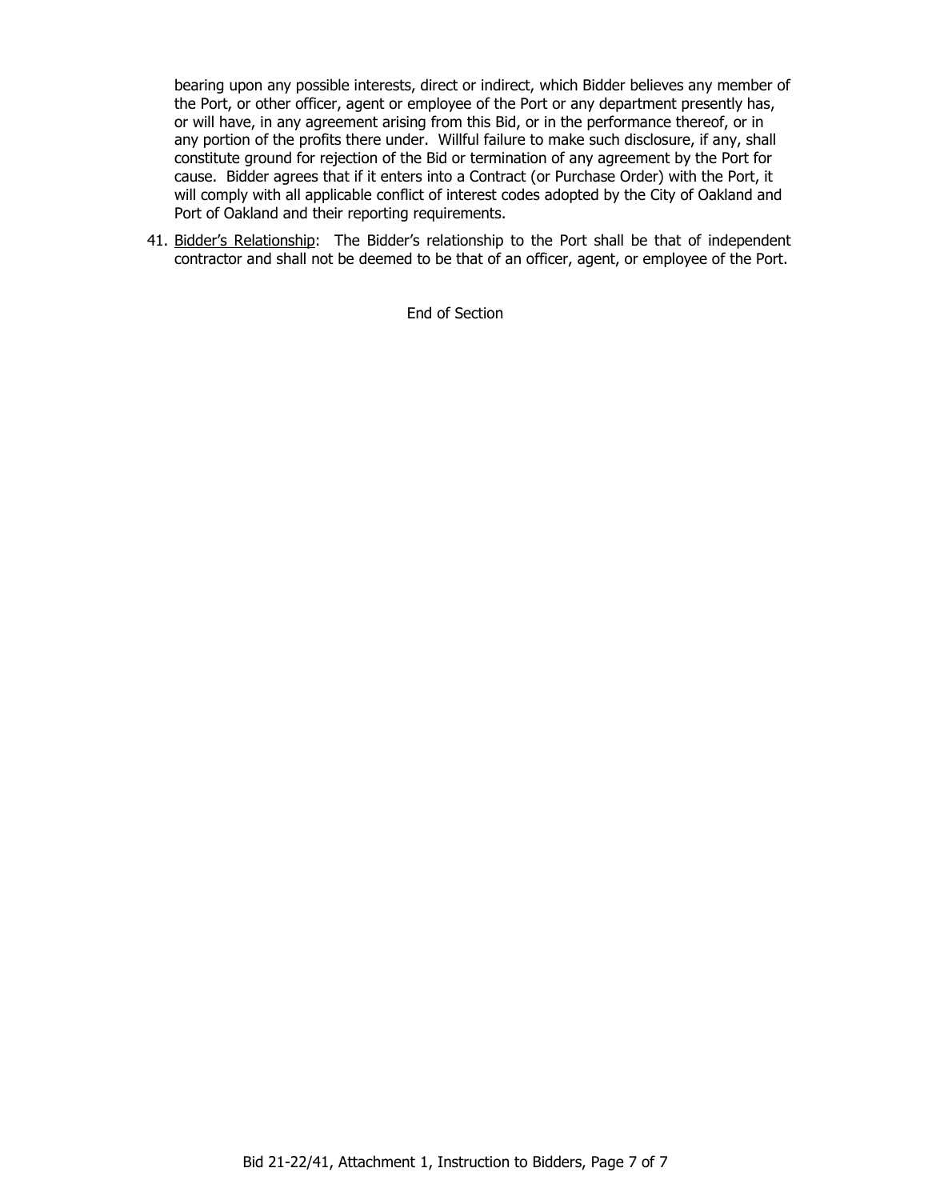bearing upon any possible interests, direct or indirect, which Bidder believes any member of the Port, or other officer, agent or employee of the Port or any department presently has, or will have, in any agreement arising from this Bid, or in the performance thereof, or in any portion of the profits there under. Willful failure to make such disclosure, if any, shall constitute ground for rejection of the Bid or termination of any agreement by the Port for cause. Bidder agrees that if it enters into a Contract (or Purchase Order) with the Port, it will comply with all applicable conflict of interest codes adopted by the City of Oakland and Port of Oakland and their reporting requirements.

41. Bidder's Relationship: The Bidder's relationship to the Port shall be that of independent contractor and shall not be deemed to be that of an officer, agent, or employee of the Port.

End of Section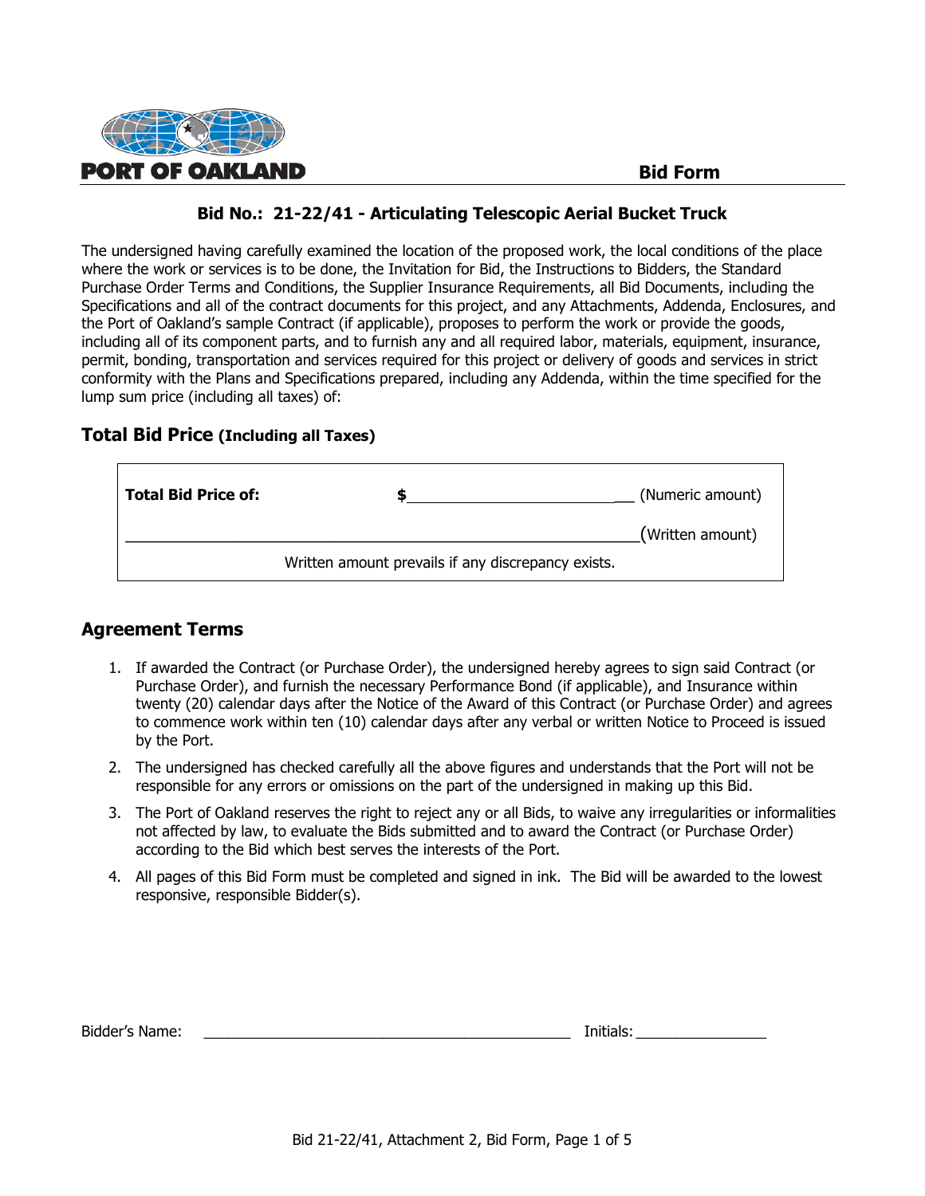PORT OF OAKLAND

# Bid Form

## Bid No.: 21-22/41 - Articulating Telescopic Aerial Bucket Truck

The undersigned having carefully examined the location of the proposed work, the local conditions of the place where the work or services is to be done, the Invitation for Bid, the Instructions to Bidders, the Standard Purchase Order Terms and Conditions, the Supplier Insurance Requirements, all Bid Documents, including the Specifications and all of the contract documents for this project, and any Attachments, Addenda, Enclosures, and the Port of Oakland's sample Contract (if applicable), proposes to perform the work or provide the goods, including all of its component parts, and to furnish any and all required labor, materials, equipment, insurance, permit, bonding, transportation and services required for this project or delivery of goods and services in strict conformity with the Plans and Specifications prepared, including any Addenda, within the time specified for the lump sum price (including all taxes) of:

## Total Bid Price (Including all Taxes)

| **Total Bid Price of:** | $\_\_\_\_\_\_\_\_\_\_\_\_\_\_\_\_\_\_\_\_\_\_\_\_\_\_ (Numeric amount) |
|---|---|
| \_\_\_\_\_\_\_\_\_\_\_\_\_\_\_\_\_\_\_\_\_\_\_\_\_\_\_\_\_\_\_\_\_\_\_\_\_\_\_\_\_\_\_\_\_\_\_\_\_\_\_\_\_\_\_\_ (Written amount) | |
| Written amount prevails if any discrepancy exists. | |

## Agreement Terms

1. If awarded the Contract (or Purchase Order), the undersigned hereby agrees to sign said Contract (or Purchase Order), and furnish the necessary Performance Bond (if applicable), and Insurance within twenty (20) calendar days after the Notice of the Award of this Contract (or Purchase Order) and agrees to commence work within ten (10) calendar days after any verbal or written Notice to Proceed is issued by the Port.
2. The undersigned has checked carefully all the above figures and understands that the Port will not be responsible for any errors or omissions on the part of the undersigned in making up this Bid.
3. The Port of Oakland reserves the right to reject any or all Bids, to waive any irregularities or informalities not affected by law, to evaluate the Bids submitted and to award the Contract (or Purchase Order) according to the Bid which best serves the interests of the Port.
4. All pages of this Bid Form must be completed and signed in ink. The Bid will be awarded to the lowest responsive, responsible Bidder(s).

Bidder's Name: \_\_\_\_\_\_\_\_\_\_\_\_\_\_\_\_\_\_\_\_\_\_\_\_\_\_\_\_\_\_\_\_\_\_\_\_\_\_\_\_\_\_\_\_ Initials: \_\_\_\_\_\_\_\_\_\_\_\_\_\_\_\_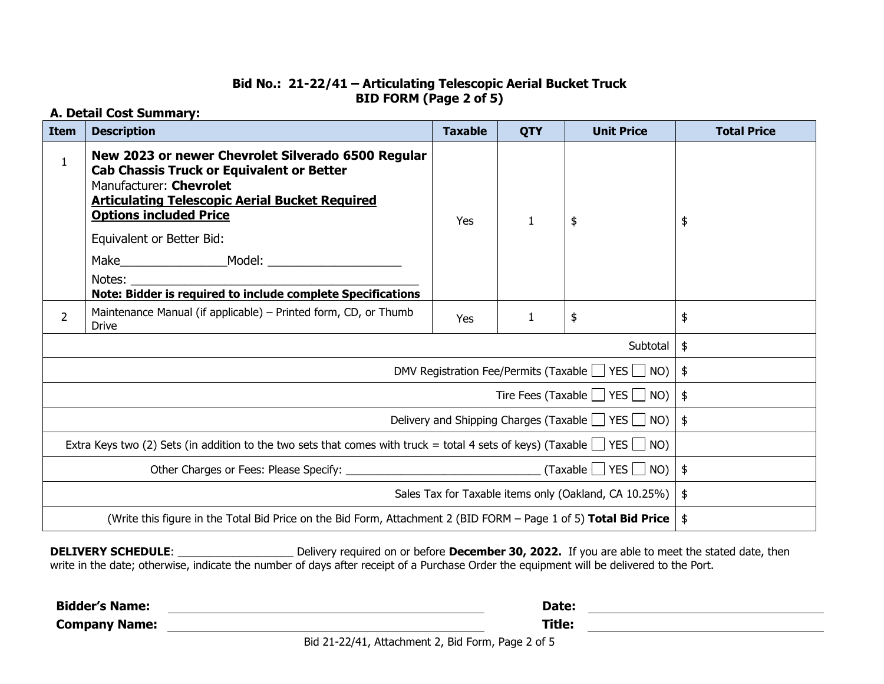**Bid No.: 21-22/41 – Articulating Telescopic Aerial Bucket Truck**
**BID FORM (Page 2 of 5)**

**A. Detail Cost Summary:**

| Item | Description | Taxable | QTY | Unit Price | Total Price |
|---|---|---|---|---|---|
| 1 | **New 2023 or newer Chevrolet Silverado 6500 Regular Cab Chassis Truck or Equivalent or Better** Manufacturer: **Chevrolet** **Articulating Telescopic Aerial Bucket Required Options included Price** Equivalent or Better Bid: Make________________Model: ____________________ Notes: ____________________________________________ **Note: Bidder is required to include complete Specifications** | Yes | 1 | $ | $ |
| 2 | Maintenance Manual (if applicable) – Printed form, CD, or Thumb Drive | Yes | 1 | $ | $ |
| | | | | Subtotal | $ |
| | | | | DMV Registration Fee/Permits (Taxable ☐ YES ☐ NO) | $ |
| | | | | Tire Fees (Taxable ☐ YES ☐ NO) | $ |
| | | | | Delivery and Shipping Charges (Taxable ☐ YES ☐ NO) | $ |
| | | | | Extra Keys two (2) Sets (in addition to the two sets that comes with truck = total 4 sets of keys) (Taxable ☐ YES ☐ NO) | |
| | | | | Other Charges or Fees: Please Specify: ________________________________ (Taxable ☐ YES ☐ NO) | $ |
| | | | | Sales Tax for Taxable items only (Oakland, CA 10.25%) | $ |
| | | | | (Write this figure in the Total Bid Price on the Bid Form, Attachment 2 (BID FORM – Page 1 of 5) **Total Bid Price** | $ |

**DELIVERY SCHEDULE**: ___________________ Delivery required on or before **December 30, 2022.** If you are able to meet the stated date, then write in the date; otherwise, indicate the number of days after receipt of a Purchase Order the equipment will be delivered to the Port.

**Bidder's Name:** ______________________________ **Date:** ______________________________

**Company Name:** ______________________________ **Title:** ______________________________

Bid 21-22/41, Attachment 2, Bid Form, Page 2 of 5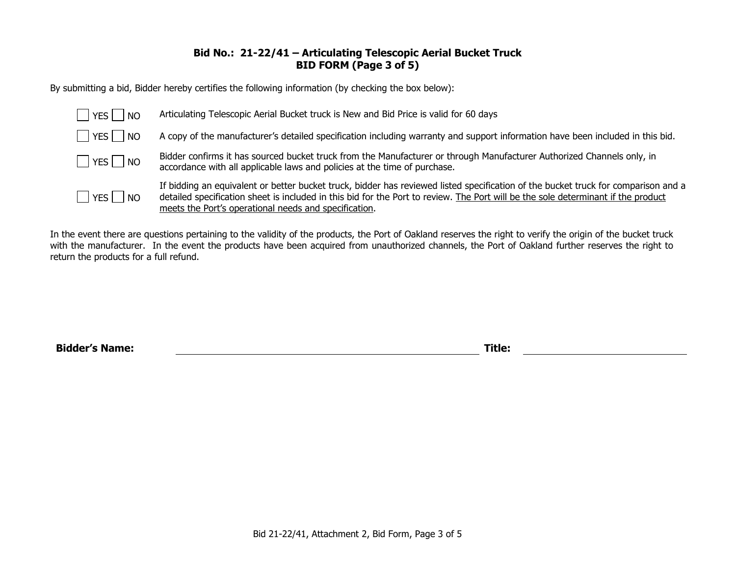## Bid No.: 21-22/41 – Articulating Telescopic Aerial Bucket Truck
## BID FORM (Page 3 of 5)

By submitting a bid, Bidder hereby certifies the following information (by checking the box below):

| | |
|---|---|
| ☐ YES ☐ NO | Articulating Telescopic Aerial Bucket truck is New and Bid Price is valid for 60 days |
| ☐ YES ☐ NO | A copy of the manufacturer's detailed specification including warranty and support information have been included in this bid. |
| ☐ YES ☐ NO | Bidder confirms it has sourced bucket truck from the Manufacturer or through Manufacturer Authorized Channels only, in accordance with all applicable laws and policies at the time of purchase. |
| ☐ YES ☐ NO | If bidding an equivalent or better bucket truck, bidder has reviewed listed specification of the bucket truck for comparison and a detailed specification sheet is included in this bid for the Port to review. <u>The Port will be the sole determinant if the product meets the Port's operational needs and specification</u>. |

In the event there are questions pertaining to the validity of the products, the Port of Oakland reserves the right to verify the origin of the bucket truck with the manufacturer. In the event the products have been acquired from unauthorized channels, the Port of Oakland further reserves the right to return the products for a full refund.

**Bidder's Name:** ______________________________ **Title:** ____________________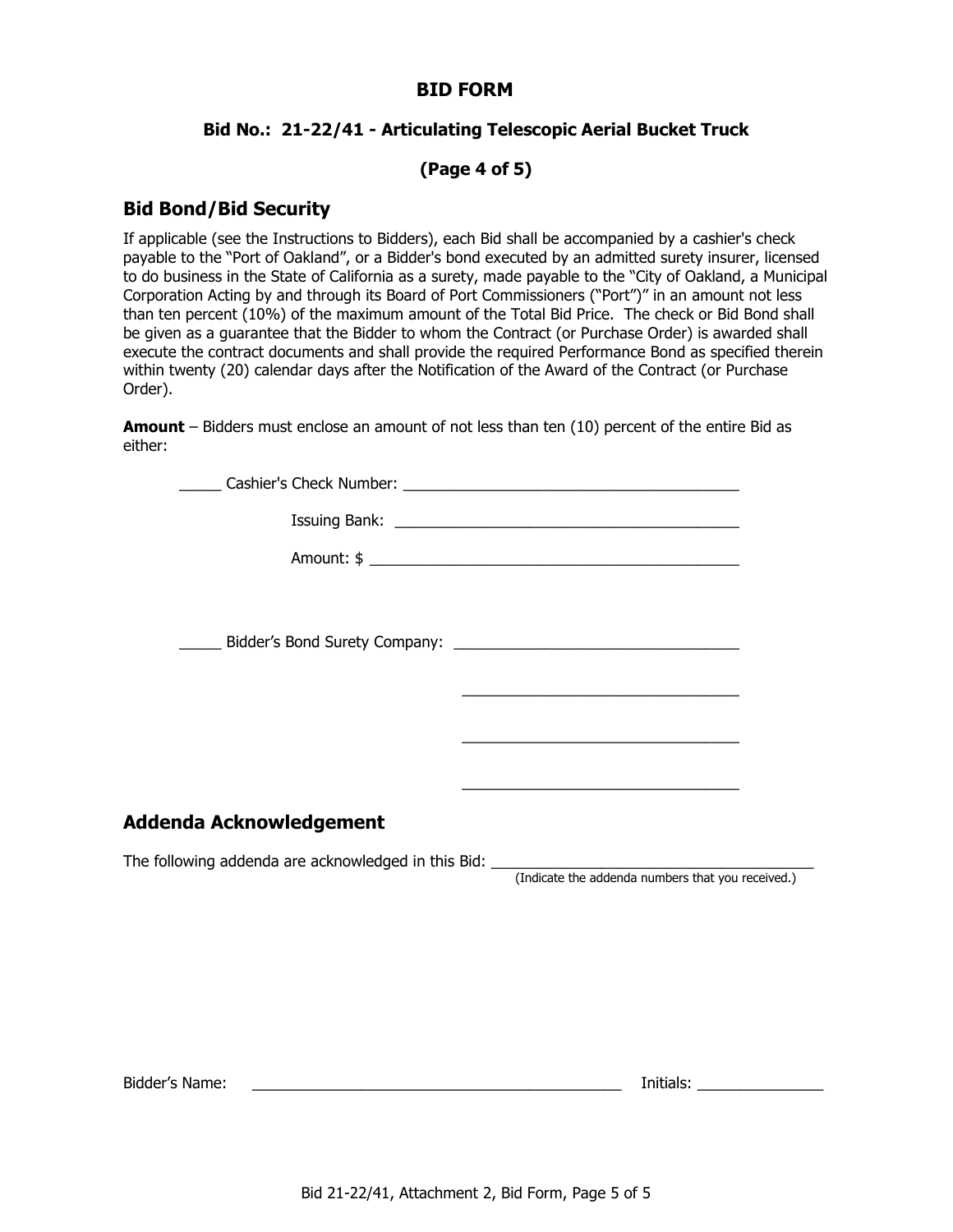# BID FORM

## Bid No.: 21-22/41 - Articulating Telescopic Aerial Bucket Truck

## (Page 4 of 5)

## Bid Bond/Bid Security

If applicable (see the Instructions to Bidders), each Bid shall be accompanied by a cashier's check payable to the "Port of Oakland", or a Bidder's bond executed by an admitted surety insurer, licensed to do business in the State of California as a surety, made payable to the "City of Oakland, a Municipal Corporation Acting by and through its Board of Port Commissioners ("Port")" in an amount not less than ten percent (10%) of the maximum amount of the Total Bid Price. The check or Bid Bond shall be given as a guarantee that the Bidder to whom the Contract (or Purchase Order) is awarded shall execute the contract documents and shall provide the required Performance Bond as specified therein within twenty (20) calendar days after the Notification of the Award of the Contract (or Purchase Order).

**Amount** – Bidders must enclose an amount of not less than ten (10) percent of the entire Bid as either:

_____ Cashier's Check Number: ________________________________________

Issuing Bank: ________________________________________

Amount: $ ________________________________________

_____ Bidder's Bond Surety Company: ________________________________

________________________________

________________________________

________________________________

## Addenda Acknowledgement

The following addenda are acknowledged in this Bid: ____________________________________
(Indicate the addenda numbers that you received.)

Bidder's Name: ____________________________________________ Initials: _______________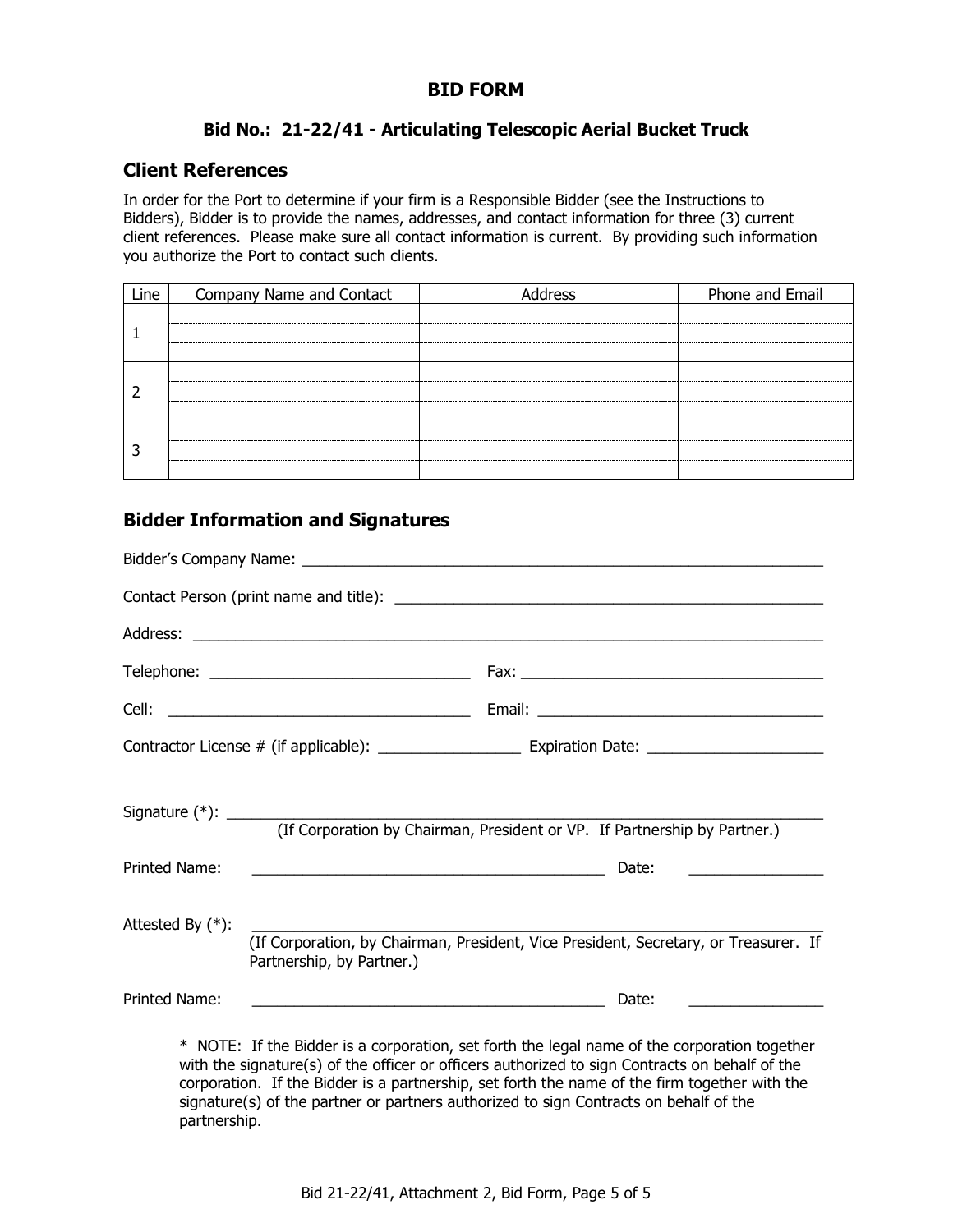# BID FORM

## Bid No.: 21-22/41 - Articulating Telescopic Aerial Bucket Truck

### Client References

In order for the Port to determine if your firm is a Responsible Bidder (see the Instructions to Bidders), Bidder is to provide the names, addresses, and contact information for three (3) current client references. Please make sure all contact information is current. By providing such information you authorize the Port to contact such clients.

| Line | Company Name and Contact | Address | Phone and Email |
|---|---|---|---|
| 1 | | | |
| 2 | | | |
| 3 | | | |

### Bidder Information and Signatures

Bidder's Company Name: ______________________________________________________________

Contact Person (print name and title): ______________________________________________

Address: ___________________________________________________________________________

Telephone: ______________________________ Fax: ____________________________________

Cell: ___________________________________ Email: __________________________________

Contractor License # (if applicable): _________________ Expiration Date: _____________________

Signature (*): ______________________________________________________________________
(If Corporation by Chairman, President or VP. If Partnership by Partner.)

Printed Name: ___________________________________________ Date: ________________

Attested By (*): ____________________________________________________________________
(If Corporation, by Chairman, President, Vice President, Secretary, or Treasurer. If Partnership, by Partner.)

Printed Name: ___________________________________________ Date: ________________

* NOTE: If the Bidder is a corporation, set forth the legal name of the corporation together with the signature(s) of the officer or officers authorized to sign Contracts on behalf of the corporation. If the Bidder is a partnership, set forth the name of the firm together with the signature(s) of the partner or partners authorized to sign Contracts on behalf of the partnership.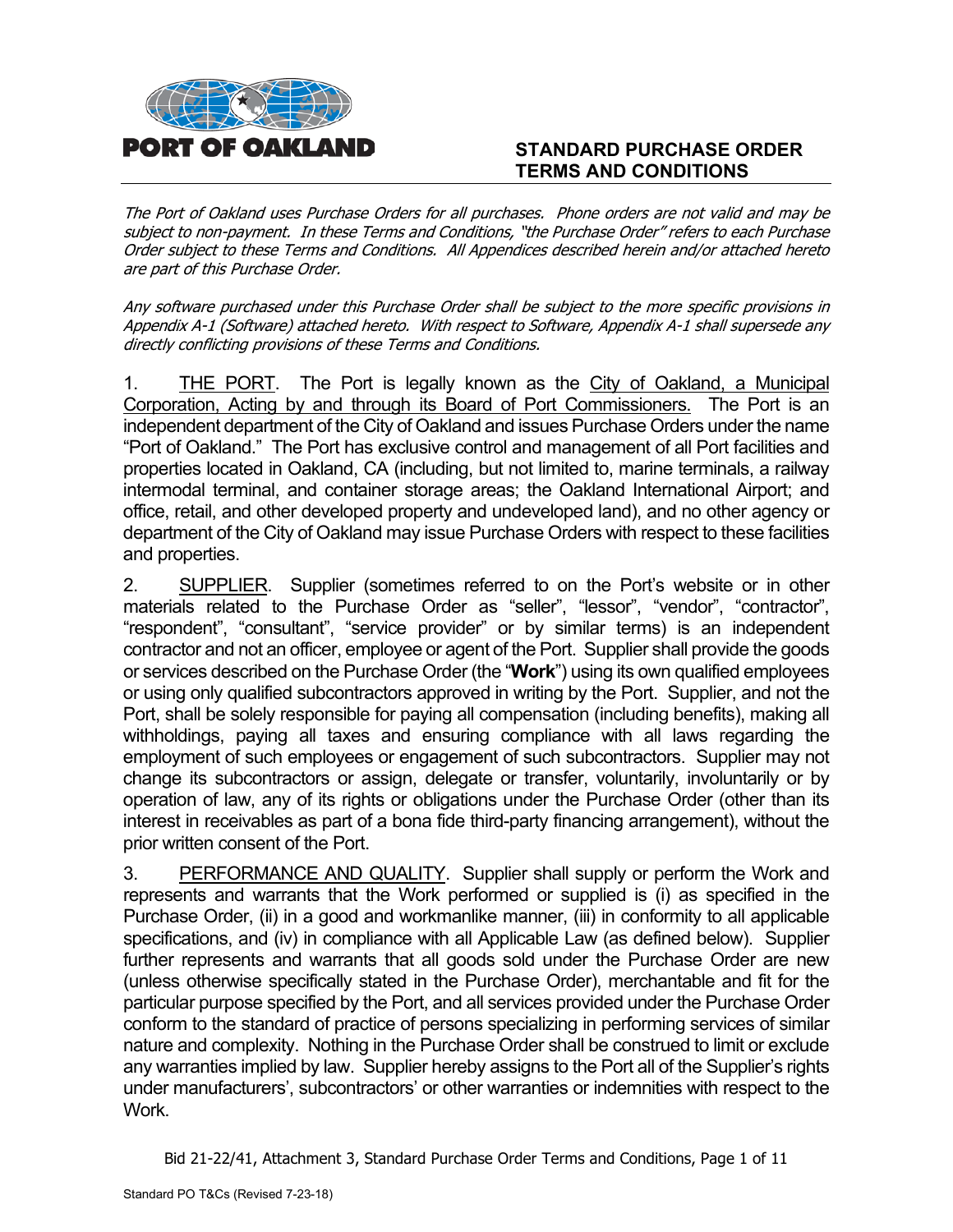**PORT OF OAKLAND**

# STANDARD PURCHASE ORDER TERMS AND CONDITIONS

*The Port of Oakland uses Purchase Orders for all purchases. Phone orders are not valid and may be subject to non-payment. In these Terms and Conditions, "the Purchase Order" refers to each Purchase Order subject to these Terms and Conditions. All Appendices described herein and/or attached hereto are part of this Purchase Order.*

*Any software purchased under this Purchase Order shall be subject to the more specific provisions in Appendix A-1 (Software) attached hereto. With respect to Software, Appendix A-1 shall supersede any directly conflicting provisions of these Terms and Conditions.*

1. <u>THE PORT</u>. The Port is legally known as the <u>City of Oakland, a Municipal Corporation, Acting by and through its Board of Port Commissioners.</u> The Port is an independent department of the City of Oakland and issues Purchase Orders under the name "Port of Oakland." The Port has exclusive control and management of all Port facilities and properties located in Oakland, CA (including, but not limited to, marine terminals, a railway intermodal terminal, and container storage areas; the Oakland International Airport; and office, retail, and other developed property and undeveloped land), and no other agency or department of the City of Oakland may issue Purchase Orders with respect to these facilities and properties.

2. <u>SUPPLIER</u>. Supplier (sometimes referred to on the Port's website or in other materials related to the Purchase Order as "seller", "lessor", "vendor", "contractor", "respondent", "consultant", "service provider" or by similar terms) is an independent contractor and not an officer, employee or agent of the Port. Supplier shall provide the goods or services described on the Purchase Order (the "**Work**") using its own qualified employees or using only qualified subcontractors approved in writing by the Port. Supplier, and not the Port, shall be solely responsible for paying all compensation (including benefits), making all withholdings, paying all taxes and ensuring compliance with all laws regarding the employment of such employees or engagement of such subcontractors. Supplier may not change its subcontractors or assign, delegate or transfer, voluntarily, involuntarily or by operation of law, any of its rights or obligations under the Purchase Order (other than its interest in receivables as part of a bona fide third-party financing arrangement), without the prior written consent of the Port.

3. <u>PERFORMANCE AND QUALITY</u>. Supplier shall supply or perform the Work and represents and warrants that the Work performed or supplied is (i) as specified in the Purchase Order, (ii) in a good and workmanlike manner, (iii) in conformity to all applicable specifications, and (iv) in compliance with all Applicable Law (as defined below). Supplier further represents and warrants that all goods sold under the Purchase Order are new (unless otherwise specifically stated in the Purchase Order), merchantable and fit for the particular purpose specified by the Port, and all services provided under the Purchase Order conform to the standard of practice of persons specializing in performing services of similar nature and complexity. Nothing in the Purchase Order shall be construed to limit or exclude any warranties implied by law. Supplier hereby assigns to the Port all of the Supplier's rights under manufacturers', subcontractors' or other warranties or indemnities with respect to the Work.

Bid 21-22/41, Attachment 3, Standard Purchase Order Terms and Conditions

Standard PO T&Cs (Revised 7-23-18)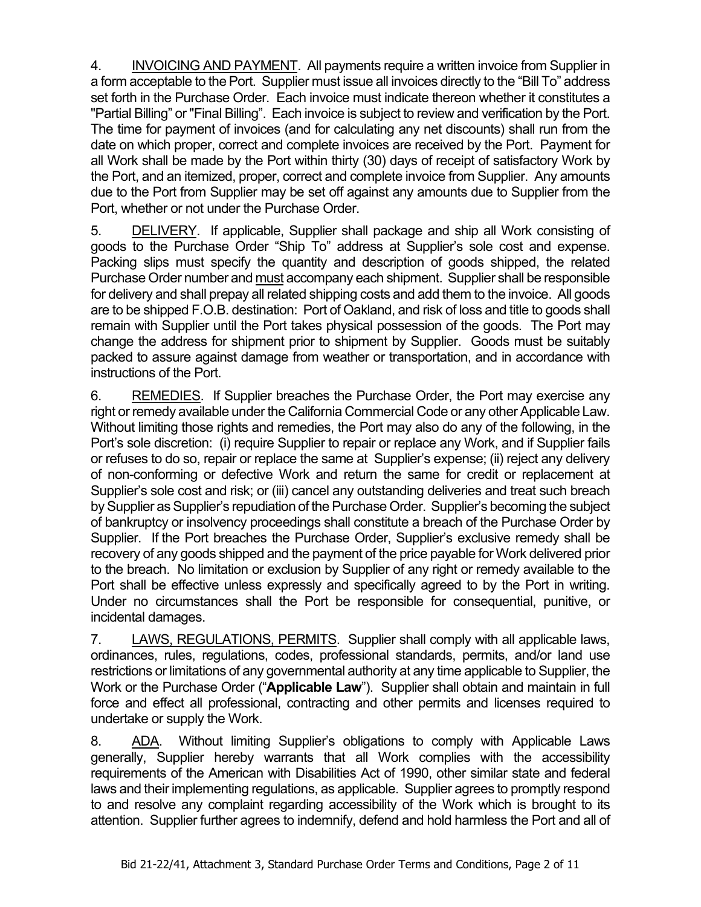4. <u>INVOICING AND PAYMENT</u>. All payments require a written invoice from Supplier in a form acceptable to the Port. Supplier must issue all invoices directly to the "Bill To" address set forth in the Purchase Order. Each invoice must indicate thereon whether it constitutes a "Partial Billing" or "Final Billing". Each invoice is subject to review and verification by the Port. The time for payment of invoices (and for calculating any net discounts) shall run from the date on which proper, correct and complete invoices are received by the Port. Payment for all Work shall be made by the Port within thirty (30) days of receipt of satisfactory Work by the Port, and an itemized, proper, correct and complete invoice from Supplier. Any amounts due to the Port from Supplier may be set off against any amounts due to Supplier from the Port, whether or not under the Purchase Order.

5. <u>DELIVERY</u>. If applicable, Supplier shall package and ship all Work consisting of goods to the Purchase Order "Ship To" address at Supplier's sole cost and expense. Packing slips must specify the quantity and description of goods shipped, the related Purchase Order number and <u>must</u> accompany each shipment. Supplier shall be responsible for delivery and shall prepay all related shipping costs and add them to the invoice. All goods are to be shipped F.O.B. destination: Port of Oakland, and risk of loss and title to goods shall remain with Supplier until the Port takes physical possession of the goods. The Port may change the address for shipment prior to shipment by Supplier. Goods must be suitably packed to assure against damage from weather or transportation, and in accordance with instructions of the Port.

6. <u>REMEDIES</u>. If Supplier breaches the Purchase Order, the Port may exercise any right or remedy available under the California Commercial Code or any other Applicable Law. Without limiting those rights and remedies, the Port may also do any of the following, in the Port's sole discretion: (i) require Supplier to repair or replace any Work, and if Supplier fails or refuses to do so, repair or replace the same at Supplier's expense; (ii) reject any delivery of non-conforming or defective Work and return the same for credit or replacement at Supplier's sole cost and risk; or (iii) cancel any outstanding deliveries and treat such breach by Supplier as Supplier's repudiation of the Purchase Order. Supplier's becoming the subject of bankruptcy or insolvency proceedings shall constitute a breach of the Purchase Order by Supplier. If the Port breaches the Purchase Order, Supplier's exclusive remedy shall be recovery of any goods shipped and the payment of the price payable for Work delivered prior to the breach. No limitation or exclusion by Supplier of any right or remedy available to the Port shall be effective unless expressly and specifically agreed to by the Port in writing. Under no circumstances shall the Port be responsible for consequential, punitive, or incidental damages.

7. <u>LAWS, REGULATIONS, PERMITS</u>. Supplier shall comply with all applicable laws, ordinances, rules, regulations, codes, professional standards, permits, and/or land use restrictions or limitations of any governmental authority at any time applicable to Supplier, the Work or the Purchase Order ("**Applicable Law**"). Supplier shall obtain and maintain in full force and effect all professional, contracting and other permits and licenses required to undertake or supply the Work.

8. <u>ADA</u>. Without limiting Supplier's obligations to comply with Applicable Laws generally, Supplier hereby warrants that all Work complies with the accessibility requirements of the American with Disabilities Act of 1990, other similar state and federal laws and their implementing regulations, as applicable. Supplier agrees to promptly respond to and resolve any complaint regarding accessibility of the Work which is brought to its attention. Supplier further agrees to indemnify, defend and hold harmless the Port and all of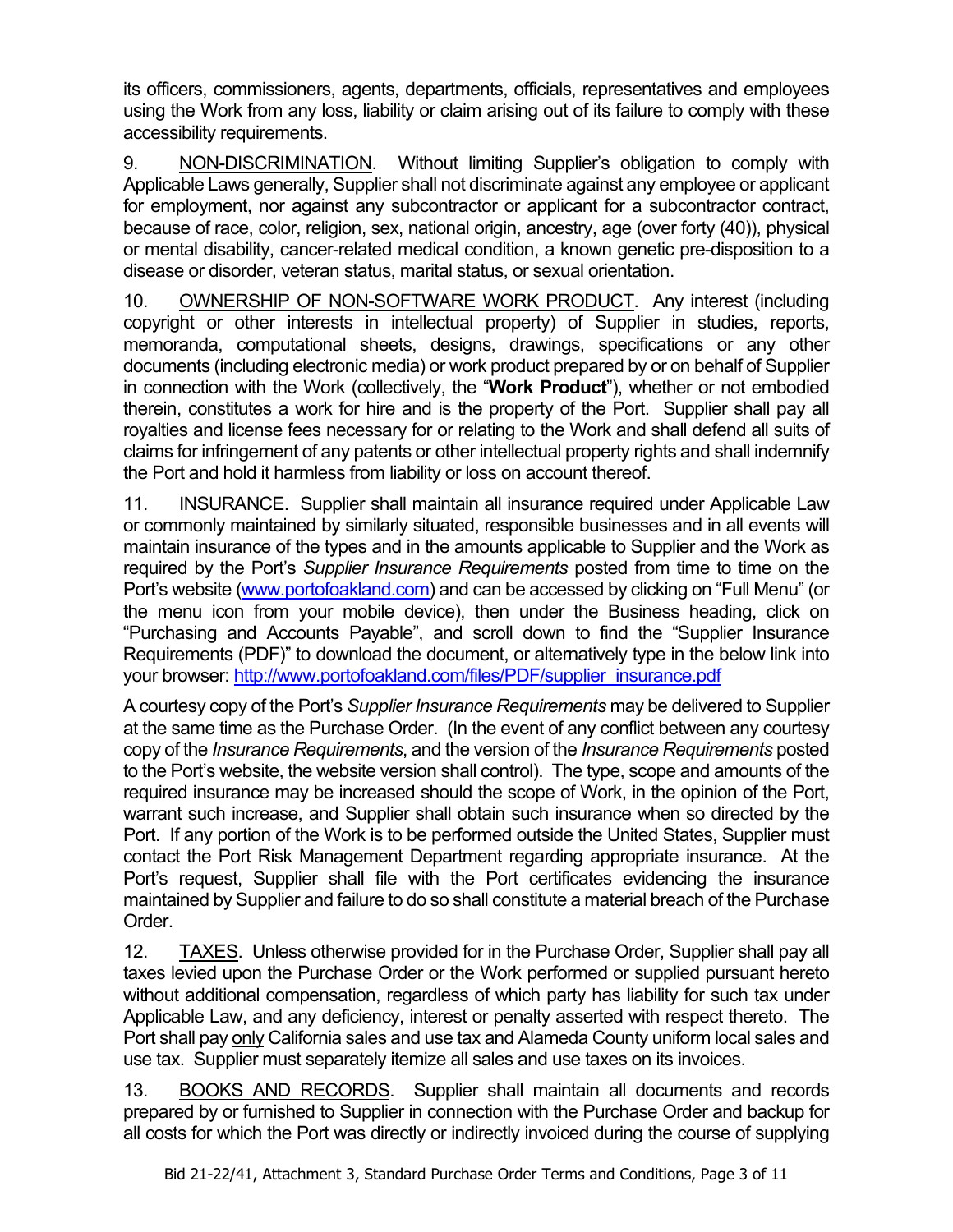its officers, commissioners, agents, departments, officials, representatives and employees using the Work from any loss, liability or claim arising out of its failure to comply with these accessibility requirements.

9. NON-DISCRIMINATION. Without limiting Supplier's obligation to comply with Applicable Laws generally, Supplier shall not discriminate against any employee or applicant for employment, nor against any subcontractor or applicant for a subcontractor contract, because of race, color, religion, sex, national origin, ancestry, age (over forty (40)), physical or mental disability, cancer-related medical condition, a known genetic pre-disposition to a disease or disorder, veteran status, marital status, or sexual orientation.

10. OWNERSHIP OF NON-SOFTWARE WORK PRODUCT. Any interest (including copyright or other interests in intellectual property) of Supplier in studies, reports, memoranda, computational sheets, designs, drawings, specifications or any other documents (including electronic media) or work product prepared by or on behalf of Supplier in connection with the Work (collectively, the "**Work Product**"), whether or not embodied therein, constitutes a work for hire and is the property of the Port. Supplier shall pay all royalties and license fees necessary for or relating to the Work and shall defend all suits of claims for infringement of any patents or other intellectual property rights and shall indemnify the Port and hold it harmless from liability or loss on account thereof.

11. INSURANCE. Supplier shall maintain all insurance required under Applicable Law or commonly maintained by similarly situated, responsible businesses and in all events will maintain insurance of the types and in the amounts applicable to Supplier and the Work as required by the Port's *Supplier Insurance Requirements* posted from time to time on the Port's website (www.portofoakland.com) and can be accessed by clicking on "Full Menu" (or the menu icon from your mobile device), then under the Business heading, click on "Purchasing and Accounts Payable", and scroll down to find the "Supplier Insurance Requirements (PDF)" to download the document, or alternatively type in the below link into your browser: http://www.portofoakland.com/files/PDF/supplier_insurance.pdf

A courtesy copy of the Port's *Supplier Insurance Requirements* may be delivered to Supplier at the same time as the Purchase Order. (In the event of any conflict between any courtesy copy of the *Insurance Requirements*, and the version of the *Insurance Requirements* posted to the Port's website, the website version shall control). The type, scope and amounts of the required insurance may be increased should the scope of Work, in the opinion of the Port, warrant such increase, and Supplier shall obtain such insurance when so directed by the Port. If any portion of the Work is to be performed outside the United States, Supplier must contact the Port Risk Management Department regarding appropriate insurance. At the Port's request, Supplier shall file with the Port certificates evidencing the insurance maintained by Supplier and failure to do so shall constitute a material breach of the Purchase Order.

12. TAXES. Unless otherwise provided for in the Purchase Order, Supplier shall pay all taxes levied upon the Purchase Order or the Work performed or supplied pursuant hereto without additional compensation, regardless of which party has liability for such tax under Applicable Law, and any deficiency, interest or penalty asserted with respect thereto. The Port shall pay only California sales and use tax and Alameda County uniform local sales and use tax. Supplier must separately itemize all sales and use taxes on its invoices.

13. BOOKS AND RECORDS. Supplier shall maintain all documents and records prepared by or furnished to Supplier in connection with the Purchase Order and backup for all costs for which the Port was directly or indirectly invoiced during the course of supplying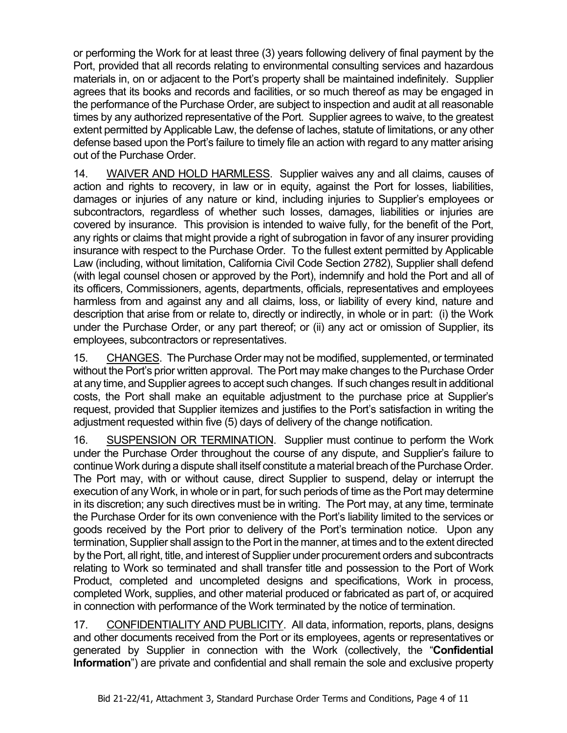or performing the Work for at least three (3) years following delivery of final payment by the Port, provided that all records relating to environmental consulting services and hazardous materials in, on or adjacent to the Port's property shall be maintained indefinitely. Supplier agrees that its books and records and facilities, or so much thereof as may be engaged in the performance of the Purchase Order, are subject to inspection and audit at all reasonable times by any authorized representative of the Port. Supplier agrees to waive, to the greatest extent permitted by Applicable Law, the defense of laches, statute of limitations, or any other defense based upon the Port's failure to timely file an action with regard to any matter arising out of the Purchase Order.

14. WAIVER AND HOLD HARMLESS. Supplier waives any and all claims, causes of action and rights to recovery, in law or in equity, against the Port for losses, liabilities, damages or injuries of any nature or kind, including injuries to Supplier's employees or subcontractors, regardless of whether such losses, damages, liabilities or injuries are covered by insurance. This provision is intended to waive fully, for the benefit of the Port, any rights or claims that might provide a right of subrogation in favor of any insurer providing insurance with respect to the Purchase Order. To the fullest extent permitted by Applicable Law (including, without limitation, California Civil Code Section 2782), Supplier shall defend (with legal counsel chosen or approved by the Port), indemnify and hold the Port and all of its officers, Commissioners, agents, departments, officials, representatives and employees harmless from and against any and all claims, loss, or liability of every kind, nature and description that arise from or relate to, directly or indirectly, in whole or in part: (i) the Work under the Purchase Order, or any part thereof; or (ii) any act or omission of Supplier, its employees, subcontractors or representatives.

15. CHANGES. The Purchase Order may not be modified, supplemented, or terminated without the Port's prior written approval. The Port may make changes to the Purchase Order at any time, and Supplier agrees to accept such changes. If such changes result in additional costs, the Port shall make an equitable adjustment to the purchase price at Supplier's request, provided that Supplier itemizes and justifies to the Port's satisfaction in writing the adjustment requested within five (5) days of delivery of the change notification.

16. SUSPENSION OR TERMINATION. Supplier must continue to perform the Work under the Purchase Order throughout the course of any dispute, and Supplier's failure to continue Work during a dispute shall itself constitute a material breach of the Purchase Order. The Port may, with or without cause, direct Supplier to suspend, delay or interrupt the execution of any Work, in whole or in part, for such periods of time as the Port may determine in its discretion; any such directives must be in writing. The Port may, at any time, terminate the Purchase Order for its own convenience with the Port's liability limited to the services or goods received by the Port prior to delivery of the Port's termination notice. Upon any termination, Supplier shall assign to the Port in the manner, at times and to the extent directed by the Port, all right, title, and interest of Supplier under procurement orders and subcontracts relating to Work so terminated and shall transfer title and possession to the Port of Work Product, completed and uncompleted designs and specifications, Work in process, completed Work, supplies, and other material produced or fabricated as part of, or acquired in connection with performance of the Work terminated by the notice of termination.

17. CONFIDENTIALITY AND PUBLICITY. All data, information, reports, plans, designs and other documents received from the Port or its employees, agents or representatives or generated by Supplier in connection with the Work (collectively, the "**Confidential Information**") are private and confidential and shall remain the sole and exclusive property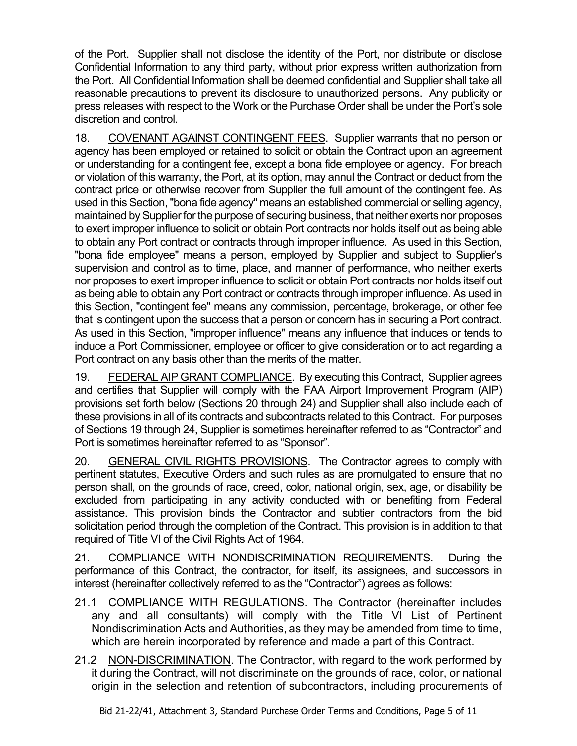of the Port. Supplier shall not disclose the identity of the Port, nor distribute or disclose Confidential Information to any third party, without prior express written authorization from the Port. All Confidential Information shall be deemed confidential and Supplier shall take all reasonable precautions to prevent its disclosure to unauthorized persons. Any publicity or press releases with respect to the Work or the Purchase Order shall be under the Port's sole discretion and control.

18. COVENANT AGAINST CONTINGENT FEES. Supplier warrants that no person or agency has been employed or retained to solicit or obtain the Contract upon an agreement or understanding for a contingent fee, except a bona fide employee or agency. For breach or violation of this warranty, the Port, at its option, may annul the Contract or deduct from the contract price or otherwise recover from Supplier the full amount of the contingent fee. As used in this Section, "bona fide agency" means an established commercial or selling agency, maintained by Supplier for the purpose of securing business, that neither exerts nor proposes to exert improper influence to solicit or obtain Port contracts nor holds itself out as being able to obtain any Port contract or contracts through improper influence. As used in this Section, "bona fide employee" means a person, employed by Supplier and subject to Supplier's supervision and control as to time, place, and manner of performance, who neither exerts nor proposes to exert improper influence to solicit or obtain Port contracts nor holds itself out as being able to obtain any Port contract or contracts through improper influence. As used in this Section, "contingent fee" means any commission, percentage, brokerage, or other fee that is contingent upon the success that a person or concern has in securing a Port contract. As used in this Section, "improper influence" means any influence that induces or tends to induce a Port Commissioner, employee or officer to give consideration or to act regarding a Port contract on any basis other than the merits of the matter.

19. FEDERAL AIP GRANT COMPLIANCE. By executing this Contract, Supplier agrees and certifies that Supplier will comply with the FAA Airport Improvement Program (AIP) provisions set forth below (Sections 20 through 24) and Supplier shall also include each of these provisions in all of its contracts and subcontracts related to this Contract. For purposes of Sections 19 through 24, Supplier is sometimes hereinafter referred to as "Contractor" and Port is sometimes hereinafter referred to as "Sponsor".

20. GENERAL CIVIL RIGHTS PROVISIONS. The Contractor agrees to comply with pertinent statutes, Executive Orders and such rules as are promulgated to ensure that no person shall, on the grounds of race, creed, color, national origin, sex, age, or disability be excluded from participating in any activity conducted with or benefiting from Federal assistance. This provision binds the Contractor and subtier contractors from the bid solicitation period through the completion of the Contract. This provision is in addition to that required of Title VI of the Civil Rights Act of 1964.

21. COMPLIANCE WITH NONDISCRIMINATION REQUIREMENTS. During the performance of this Contract, the contractor, for itself, its assignees, and successors in interest (hereinafter collectively referred to as the "Contractor") agrees as follows:

21.1 COMPLIANCE WITH REGULATIONS. The Contractor (hereinafter includes any and all consultants) will comply with the Title VI List of Pertinent Nondiscrimination Acts and Authorities, as they may be amended from time to time, which are herein incorporated by reference and made a part of this Contract.

21.2 NON-DISCRIMINATION. The Contractor, with regard to the work performed by it during the Contract, will not discriminate on the grounds of race, color, or national origin in the selection and retention of subcontractors, including procurements of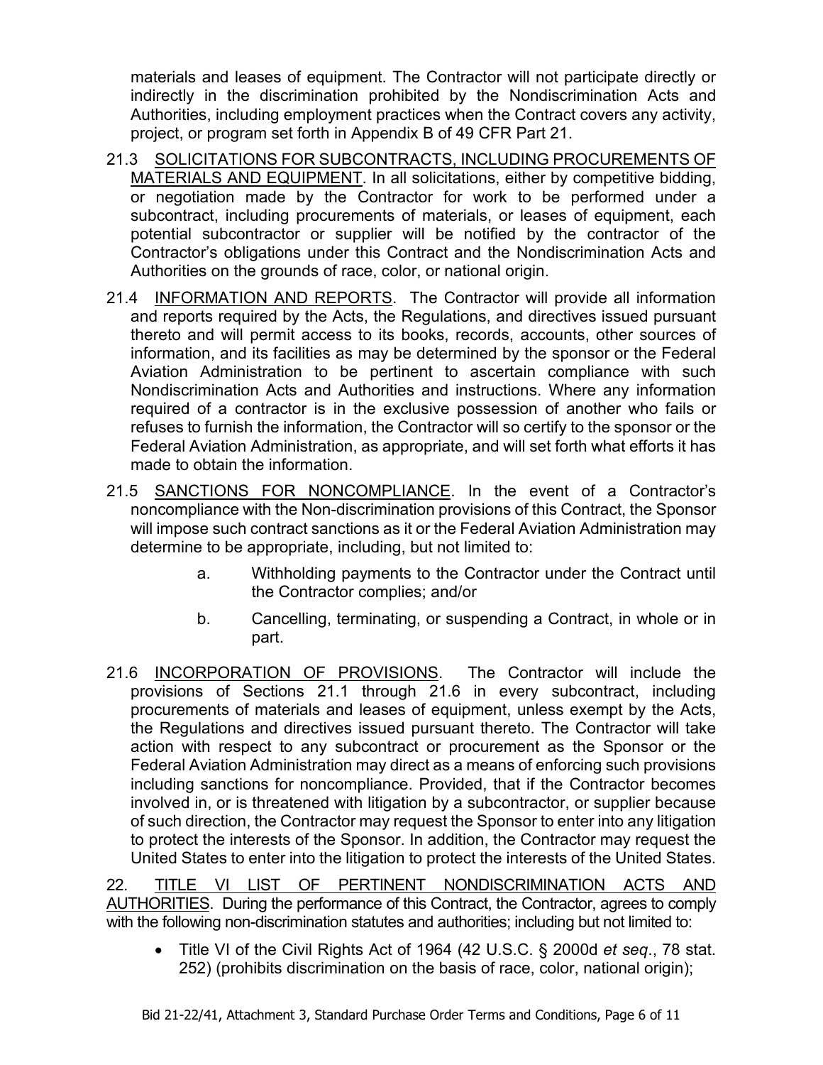materials and leases of equipment. The Contractor will not participate directly or indirectly in the discrimination prohibited by the Nondiscrimination Acts and Authorities, including employment practices when the Contract covers any activity, project, or program set forth in Appendix B of 49 CFR Part 21.

21.3 SOLICITATIONS FOR SUBCONTRACTS, INCLUDING PROCUREMENTS OF MATERIALS AND EQUIPMENT. In all solicitations, either by competitive bidding, or negotiation made by the Contractor for work to be performed under a subcontract, including procurements of materials, or leases of equipment, each potential subcontractor or supplier will be notified by the contractor of the Contractor's obligations under this Contract and the Nondiscrimination Acts and Authorities on the grounds of race, color, or national origin.

21.4 INFORMATION AND REPORTS. The Contractor will provide all information and reports required by the Acts, the Regulations, and directives issued pursuant thereto and will permit access to its books, records, accounts, other sources of information, and its facilities as may be determined by the sponsor or the Federal Aviation Administration to be pertinent to ascertain compliance with such Nondiscrimination Acts and Authorities and instructions. Where any information required of a contractor is in the exclusive possession of another who fails or refuses to furnish the information, the Contractor will so certify to the sponsor or the Federal Aviation Administration, as appropriate, and will set forth what efforts it has made to obtain the information.

21.5 SANCTIONS FOR NONCOMPLIANCE. In the event of a Contractor's noncompliance with the Non-discrimination provisions of this Contract, the Sponsor will impose such contract sanctions as it or the Federal Aviation Administration may determine to be appropriate, including, but not limited to:

a. Withholding payments to the Contractor under the Contract until the Contractor complies; and/or

b. Cancelling, terminating, or suspending a Contract, in whole or in part.

21.6 INCORPORATION OF PROVISIONS. The Contractor will include the provisions of Sections 21.1 through 21.6 in every subcontract, including procurements of materials and leases of equipment, unless exempt by the Acts, the Regulations and directives issued pursuant thereto. The Contractor will take action with respect to any subcontract or procurement as the Sponsor or the Federal Aviation Administration may direct as a means of enforcing such provisions including sanctions for noncompliance. Provided, that if the Contractor becomes involved in, or is threatened with litigation by a subcontractor, or supplier because of such direction, the Contractor may request the Sponsor to enter into any litigation to protect the interests of the Sponsor. In addition, the Contractor may request the United States to enter into the litigation to protect the interests of the United States.

22. TITLE VI LIST OF PERTINENT NONDISCRIMINATION ACTS AND AUTHORITIES. During the performance of this Contract, the Contractor, agrees to comply with the following non-discrimination statutes and authorities; including but not limited to:

- Title VI of the Civil Rights Act of 1964 (42 U.S.C. § 2000d *et seq*., 78 stat. 252) (prohibits discrimination on the basis of race, color, national origin);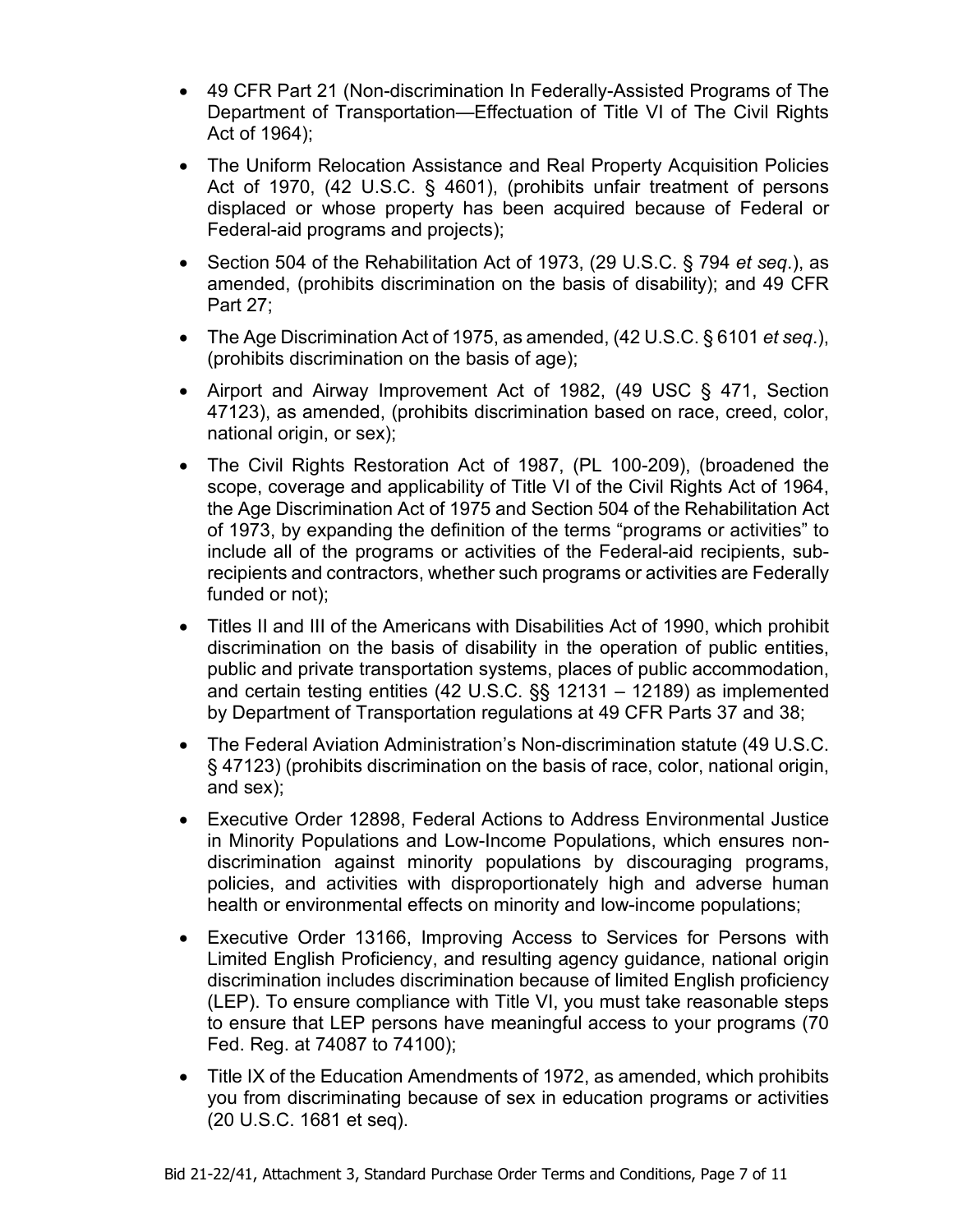- 49 CFR Part 21 (Non-discrimination In Federally-Assisted Programs of The Department of Transportation—Effectuation of Title VI of The Civil Rights Act of 1964);
- The Uniform Relocation Assistance and Real Property Acquisition Policies Act of 1970, (42 U.S.C. § 4601), (prohibits unfair treatment of persons displaced or whose property has been acquired because of Federal or Federal-aid programs and projects);
- Section 504 of the Rehabilitation Act of 1973, (29 U.S.C. § 794 *et seq*.), as amended, (prohibits discrimination on the basis of disability); and 49 CFR Part 27;
- The Age Discrimination Act of 1975, as amended, (42 U.S.C. § 6101 *et seq*.), (prohibits discrimination on the basis of age);
- Airport and Airway Improvement Act of 1982, (49 USC § 471, Section 47123), as amended, (prohibits discrimination based on race, creed, color, national origin, or sex);
- The Civil Rights Restoration Act of 1987, (PL 100-209), (broadened the scope, coverage and applicability of Title VI of the Civil Rights Act of 1964, the Age Discrimination Act of 1975 and Section 504 of the Rehabilitation Act of 1973, by expanding the definition of the terms "programs or activities" to include all of the programs or activities of the Federal-aid recipients, sub-recipients and contractors, whether such programs or activities are Federally funded or not);
- Titles II and III of the Americans with Disabilities Act of 1990, which prohibit discrimination on the basis of disability in the operation of public entities, public and private transportation systems, places of public accommodation, and certain testing entities (42 U.S.C. §§ 12131 – 12189) as implemented by Department of Transportation regulations at 49 CFR Parts 37 and 38;
- The Federal Aviation Administration's Non-discrimination statute (49 U.S.C. § 47123) (prohibits discrimination on the basis of race, color, national origin, and sex);
- Executive Order 12898, Federal Actions to Address Environmental Justice in Minority Populations and Low-Income Populations, which ensures non-discrimination against minority populations by discouraging programs, policies, and activities with disproportionately high and adverse human health or environmental effects on minority and low-income populations;
- Executive Order 13166, Improving Access to Services for Persons with Limited English Proficiency, and resulting agency guidance, national origin discrimination includes discrimination because of limited English proficiency (LEP). To ensure compliance with Title VI, you must take reasonable steps to ensure that LEP persons have meaningful access to your programs (70 Fed. Reg. at 74087 to 74100);
- Title IX of the Education Amendments of 1972, as amended, which prohibits you from discriminating because of sex in education programs or activities (20 U.S.C. 1681 et seq).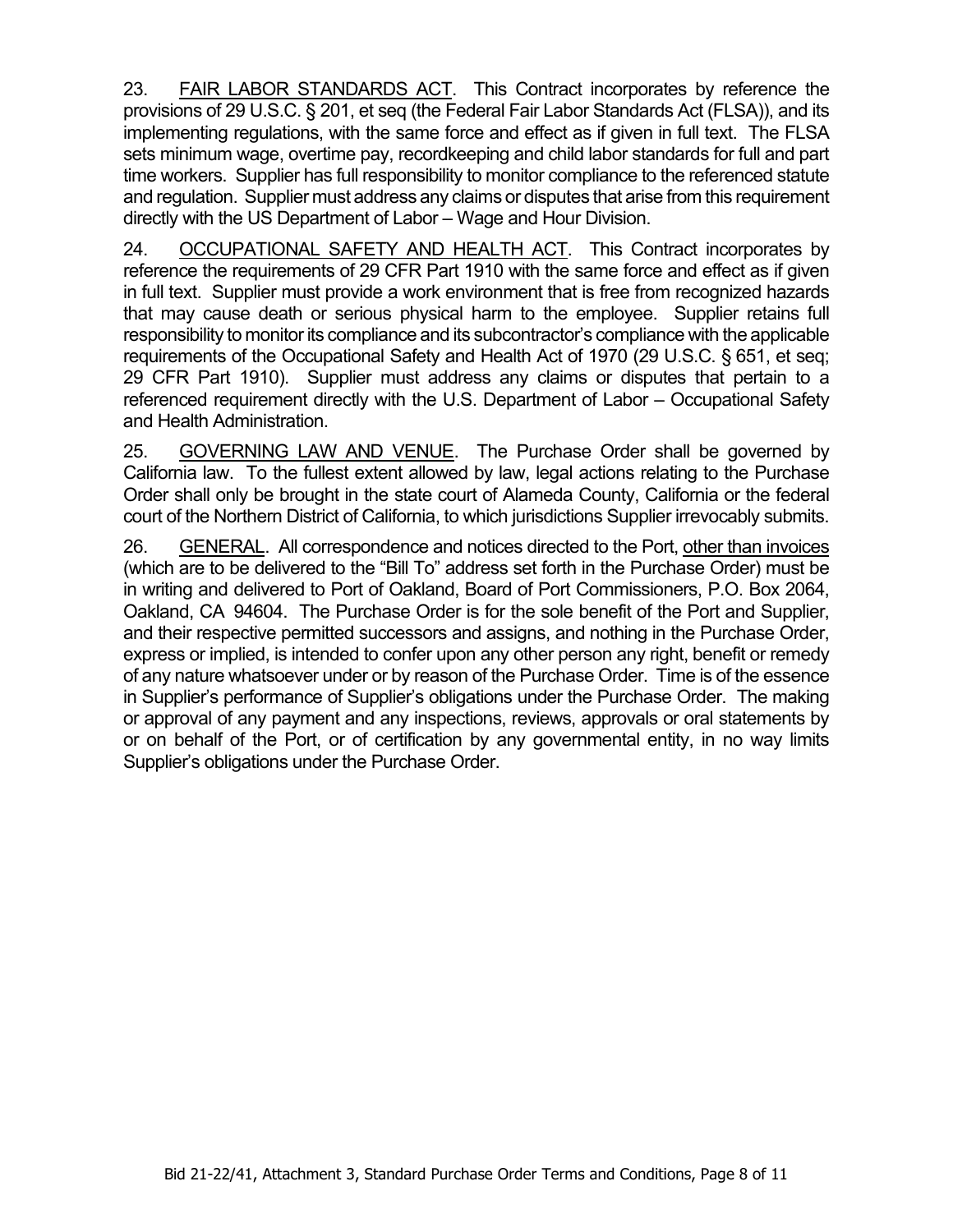23. FAIR LABOR STANDARDS ACT. This Contract incorporates by reference the provisions of 29 U.S.C. § 201, et seq (the Federal Fair Labor Standards Act (FLSA)), and its implementing regulations, with the same force and effect as if given in full text. The FLSA sets minimum wage, overtime pay, recordkeeping and child labor standards for full and part time workers. Supplier has full responsibility to monitor compliance to the referenced statute and regulation. Supplier must address any claims or disputes that arise from this requirement directly with the US Department of Labor – Wage and Hour Division.

24. OCCUPATIONAL SAFETY AND HEALTH ACT. This Contract incorporates by reference the requirements of 29 CFR Part 1910 with the same force and effect as if given in full text. Supplier must provide a work environment that is free from recognized hazards that may cause death or serious physical harm to the employee. Supplier retains full responsibility to monitor its compliance and its subcontractor's compliance with the applicable requirements of the Occupational Safety and Health Act of 1970 (29 U.S.C. § 651, et seq; 29 CFR Part 1910). Supplier must address any claims or disputes that pertain to a referenced requirement directly with the U.S. Department of Labor – Occupational Safety and Health Administration.

25. GOVERNING LAW AND VENUE. The Purchase Order shall be governed by California law. To the fullest extent allowed by law, legal actions relating to the Purchase Order shall only be brought in the state court of Alameda County, California or the federal court of the Northern District of California, to which jurisdictions Supplier irrevocably submits.

26. GENERAL. All correspondence and notices directed to the Port, other than invoices (which are to be delivered to the "Bill To" address set forth in the Purchase Order) must be in writing and delivered to Port of Oakland, Board of Port Commissioners, P.O. Box 2064, Oakland, CA 94604. The Purchase Order is for the sole benefit of the Port and Supplier, and their respective permitted successors and assigns, and nothing in the Purchase Order, express or implied, is intended to confer upon any other person any right, benefit or remedy of any nature whatsoever under or by reason of the Purchase Order. Time is of the essence in Supplier's performance of Supplier's obligations under the Purchase Order. The making or approval of any payment and any inspections, reviews, approvals or oral statements by or on behalf of the Port, or of certification by any governmental entity, in no way limits Supplier's obligations under the Purchase Order.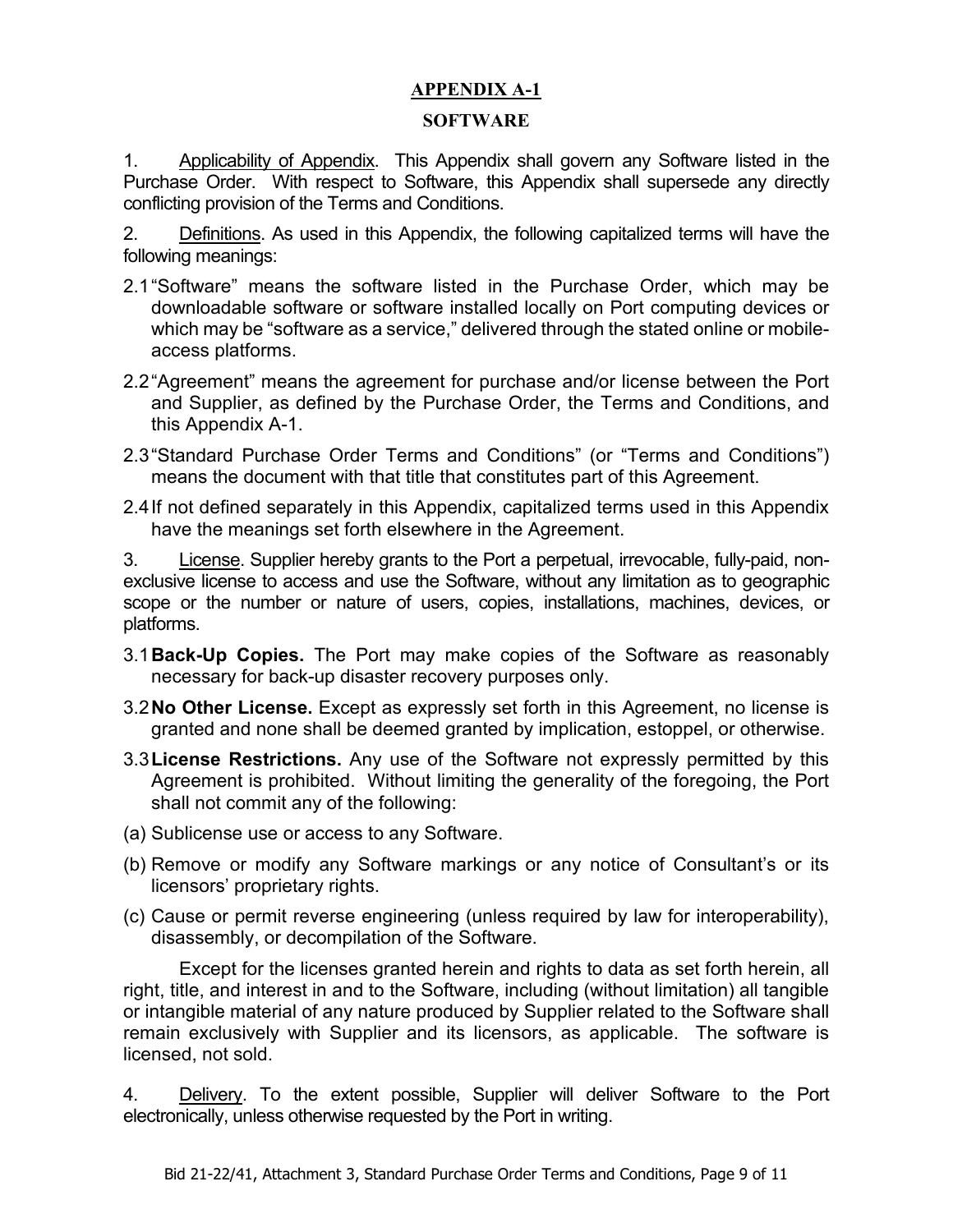# APPENDIX A-1

## SOFTWARE

1. Applicability of Appendix. This Appendix shall govern any Software listed in the Purchase Order. With respect to Software, this Appendix shall supersede any directly conflicting provision of the Terms and Conditions.

2. Definitions. As used in this Appendix, the following capitalized terms will have the following meanings:

2.1 "Software" means the software listed in the Purchase Order, which may be downloadable software or software installed locally on Port computing devices or which may be "software as a service," delivered through the stated online or mobile-access platforms.

2.2 "Agreement" means the agreement for purchase and/or license between the Port and Supplier, as defined by the Purchase Order, the Terms and Conditions, and this Appendix A-1.

2.3 "Standard Purchase Order Terms and Conditions" (or "Terms and Conditions") means the document with that title that constitutes part of this Agreement.

2.4 If not defined separately in this Appendix, capitalized terms used in this Appendix have the meanings set forth elsewhere in the Agreement.

3. License. Supplier hereby grants to the Port a perpetual, irrevocable, fully-paid, non-exclusive license to access and use the Software, without any limitation as to geographic scope or the number or nature of users, copies, installations, machines, devices, or platforms.

3.1 **Back-Up Copies.** The Port may make copies of the Software as reasonably necessary for back-up disaster recovery purposes only.

3.2 **No Other License.** Except as expressly set forth in this Agreement, no license is granted and none shall be deemed granted by implication, estoppel, or otherwise.

3.3 **License Restrictions.** Any use of the Software not expressly permitted by this Agreement is prohibited. Without limiting the generality of the foregoing, the Port shall not commit any of the following:

(a) Sublicense use or access to any Software.

(b) Remove or modify any Software markings or any notice of Consultant's or its licensors' proprietary rights.

(c) Cause or permit reverse engineering (unless required by law for interoperability), disassembly, or decompilation of the Software.

Except for the licenses granted herein and rights to data as set forth herein, all right, title, and interest in and to the Software, including (without limitation) all tangible or intangible material of any nature produced by Supplier related to the Software shall remain exclusively with Supplier and its licensors, as applicable. The software is licensed, not sold.

4. Delivery. To the extent possible, Supplier will deliver Software to the Port electronically, unless otherwise requested by the Port in writing.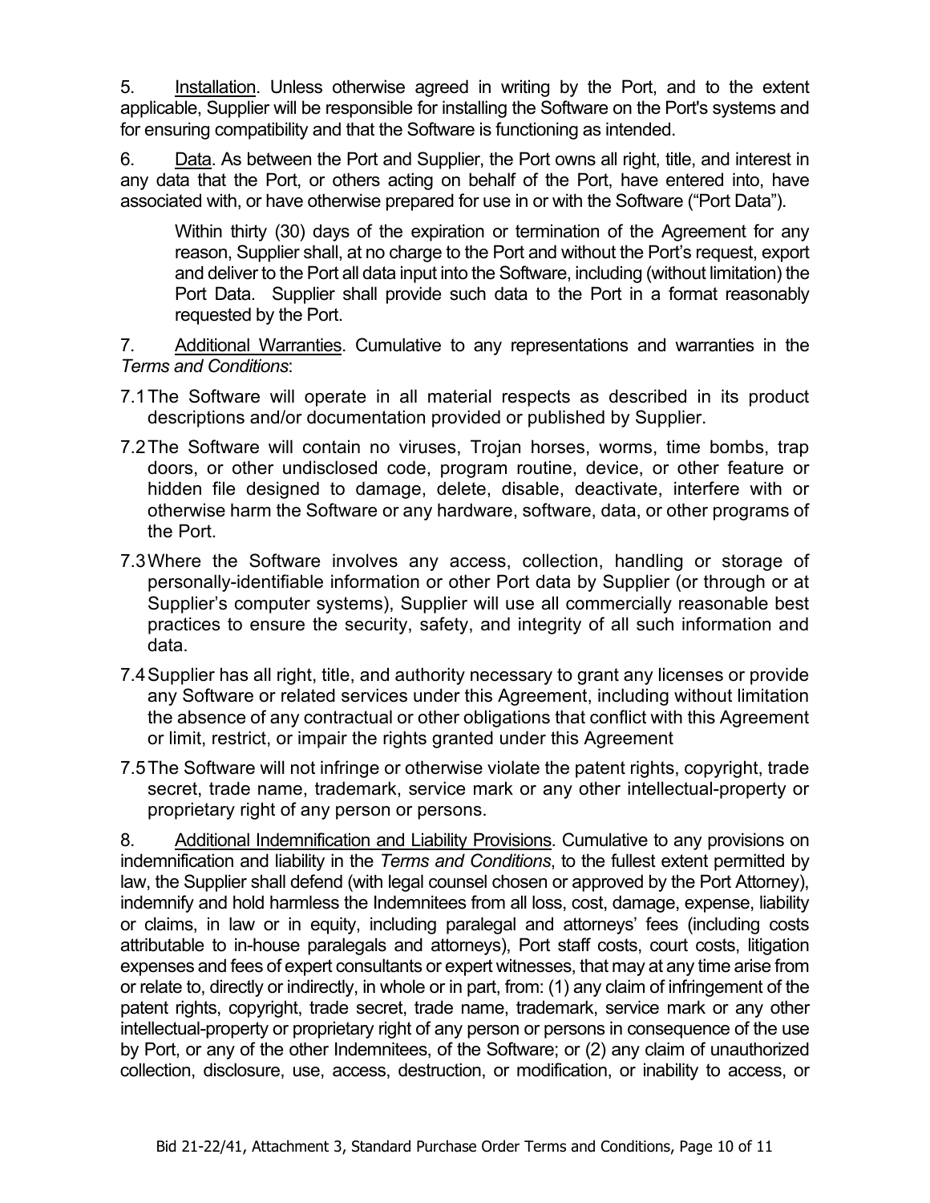5. Installation. Unless otherwise agreed in writing by the Port, and to the extent applicable, Supplier will be responsible for installing the Software on the Port's systems and for ensuring compatibility and that the Software is functioning as intended.

6. Data. As between the Port and Supplier, the Port owns all right, title, and interest in any data that the Port, or others acting on behalf of the Port, have entered into, have associated with, or have otherwise prepared for use in or with the Software ("Port Data").

> Within thirty (30) days of the expiration or termination of the Agreement for any reason, Supplier shall, at no charge to the Port and without the Port's request, export and deliver to the Port all data input into the Software, including (without limitation) the Port Data. Supplier shall provide such data to the Port in a format reasonably requested by the Port.

7. Additional Warranties. Cumulative to any representations and warranties in the *Terms and Conditions*:

7.1 The Software will operate in all material respects as described in its product descriptions and/or documentation provided or published by Supplier.

7.2 The Software will contain no viruses, Trojan horses, worms, time bombs, trap doors, or other undisclosed code, program routine, device, or other feature or hidden file designed to damage, delete, disable, deactivate, interfere with or otherwise harm the Software or any hardware, software, data, or other programs of the Port.

7.3 Where the Software involves any access, collection, handling or storage of personally-identifiable information or other Port data by Supplier (or through or at Supplier's computer systems), Supplier will use all commercially reasonable best practices to ensure the security, safety, and integrity of all such information and data.

7.4 Supplier has all right, title, and authority necessary to grant any licenses or provide any Software or related services under this Agreement, including without limitation the absence of any contractual or other obligations that conflict with this Agreement or limit, restrict, or impair the rights granted under this Agreement

7.5 The Software will not infringe or otherwise violate the patent rights, copyright, trade secret, trade name, trademark, service mark or any other intellectual-property or proprietary right of any person or persons.

8. Additional Indemnification and Liability Provisions. Cumulative to any provisions on indemnification and liability in the *Terms and Conditions*, to the fullest extent permitted by law, the Supplier shall defend (with legal counsel chosen or approved by the Port Attorney), indemnify and hold harmless the Indemnitees from all loss, cost, damage, expense, liability or claims, in law or in equity, including paralegal and attorneys' fees (including costs attributable to in-house paralegals and attorneys), Port staff costs, court costs, litigation expenses and fees of expert consultants or expert witnesses, that may at any time arise from or relate to, directly or indirectly, in whole or in part, from: (1) any claim of infringement of the patent rights, copyright, trade secret, trade name, trademark, service mark or any other intellectual-property or proprietary right of any person or persons in consequence of the use by Port, or any of the other Indemnitees, of the Software; or (2) any claim of unauthorized collection, disclosure, use, access, destruction, or modification, or inability to access, or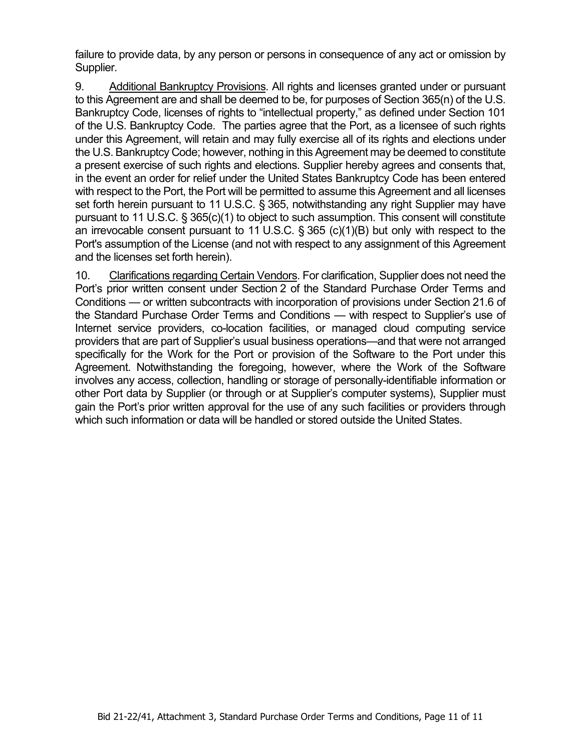failure to provide data, by any person or persons in consequence of any act or omission by Supplier.

9. Additional Bankruptcy Provisions. All rights and licenses granted under or pursuant to this Agreement are and shall be deemed to be, for purposes of Section 365(n) of the U.S. Bankruptcy Code, licenses of rights to "intellectual property," as defined under Section 101 of the U.S. Bankruptcy Code. The parties agree that the Port, as a licensee of such rights under this Agreement, will retain and may fully exercise all of its rights and elections under the U.S. Bankruptcy Code; however, nothing in this Agreement may be deemed to constitute a present exercise of such rights and elections. Supplier hereby agrees and consents that, in the event an order for relief under the United States Bankruptcy Code has been entered with respect to the Port, the Port will be permitted to assume this Agreement and all licenses set forth herein pursuant to 11 U.S.C. § 365, notwithstanding any right Supplier may have pursuant to 11 U.S.C. § 365(c)(1) to object to such assumption. This consent will constitute an irrevocable consent pursuant to 11 U.S.C. § 365 (c)(1)(B) but only with respect to the Port's assumption of the License (and not with respect to any assignment of this Agreement and the licenses set forth herein).

10. Clarifications regarding Certain Vendors. For clarification, Supplier does not need the Port's prior written consent under Section 2 of the Standard Purchase Order Terms and Conditions — or written subcontracts with incorporation of provisions under Section 21.6 of the Standard Purchase Order Terms and Conditions — with respect to Supplier's use of Internet service providers, co-location facilities, or managed cloud computing service providers that are part of Supplier's usual business operations—and that were not arranged specifically for the Work for the Port or provision of the Software to the Port under this Agreement. Notwithstanding the foregoing, however, where the Work of the Software involves any access, collection, handling or storage of personally-identifiable information or other Port data by Supplier (or through or at Supplier's computer systems), Supplier must gain the Port's prior written approval for the use of any such facilities or providers through which such information or data will be handled or stored outside the United States.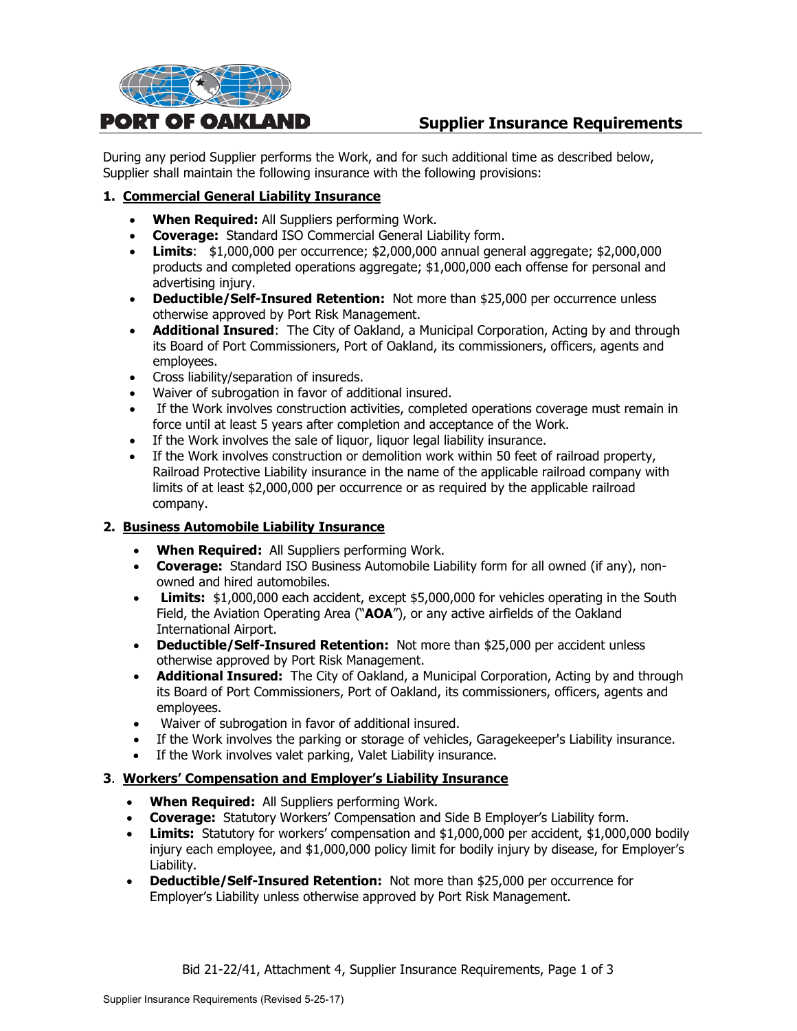**PORT OF OAKLAND**

# Supplier Insurance Requirements

During any period Supplier performs the Work, and for such additional time as described below, Supplier shall maintain the following insurance with the following provisions:

## 1. Commercial General Liability Insurance

- **When Required:** All Suppliers performing Work.
- **Coverage:** Standard ISO Commercial General Liability form.
- **Limits**: $1,000,000 per occurrence; $2,000,000 annual general aggregate; $2,000,000 products and completed operations aggregate; $1,000,000 each offense for personal and advertising injury.
- **Deductible/Self-Insured Retention:** Not more than $25,000 per occurrence unless otherwise approved by Port Risk Management.
- **Additional Insured**: The City of Oakland, a Municipal Corporation, Acting by and through its Board of Port Commissioners, Port of Oakland, its commissioners, officers, agents and employees.
- Cross liability/separation of insureds.
- Waiver of subrogation in favor of additional insured.
- If the Work involves construction activities, completed operations coverage must remain in force until at least 5 years after completion and acceptance of the Work.
- If the Work involves the sale of liquor, liquor legal liability insurance.
- If the Work involves construction or demolition work within 50 feet of railroad property, Railroad Protective Liability insurance in the name of the applicable railroad company with limits of at least $2,000,000 per occurrence or as required by the applicable railroad company.

## 2. Business Automobile Liability Insurance

- **When Required:** All Suppliers performing Work.
- **Coverage:** Standard ISO Business Automobile Liability form for all owned (if any), non-owned and hired automobiles.
- **Limits:** $1,000,000 each accident, except $5,000,000 for vehicles operating in the South Field, the Aviation Operating Area ("**AOA**"), or any active airfields of the Oakland International Airport.
- **Deductible/Self-Insured Retention:** Not more than $25,000 per accident unless otherwise approved by Port Risk Management.
- **Additional Insured:** The City of Oakland, a Municipal Corporation, Acting by and through its Board of Port Commissioners, Port of Oakland, its commissioners, officers, agents and employees.
- Waiver of subrogation in favor of additional insured.
- If the Work involves the parking or storage of vehicles, Garagekeeper's Liability insurance.
- If the Work involves valet parking, Valet Liability insurance.

## 3. Workers' Compensation and Employer's Liability Insurance

- **When Required:** All Suppliers performing Work.
- **Coverage:** Statutory Workers' Compensation and Side B Employer's Liability form.
- **Limits:** Statutory for workers' compensation and $1,000,000 per accident, $1,000,000 bodily injury each employee, and $1,000,000 policy limit for bodily injury by disease, for Employer's Liability.
- **Deductible/Self-Insured Retention:** Not more than $25,000 per occurrence for Employer's Liability unless otherwise approved by Port Risk Management.

Bid 21-22/41, Attachment 4, Supplier Insurance Requirements, Page 1 of 3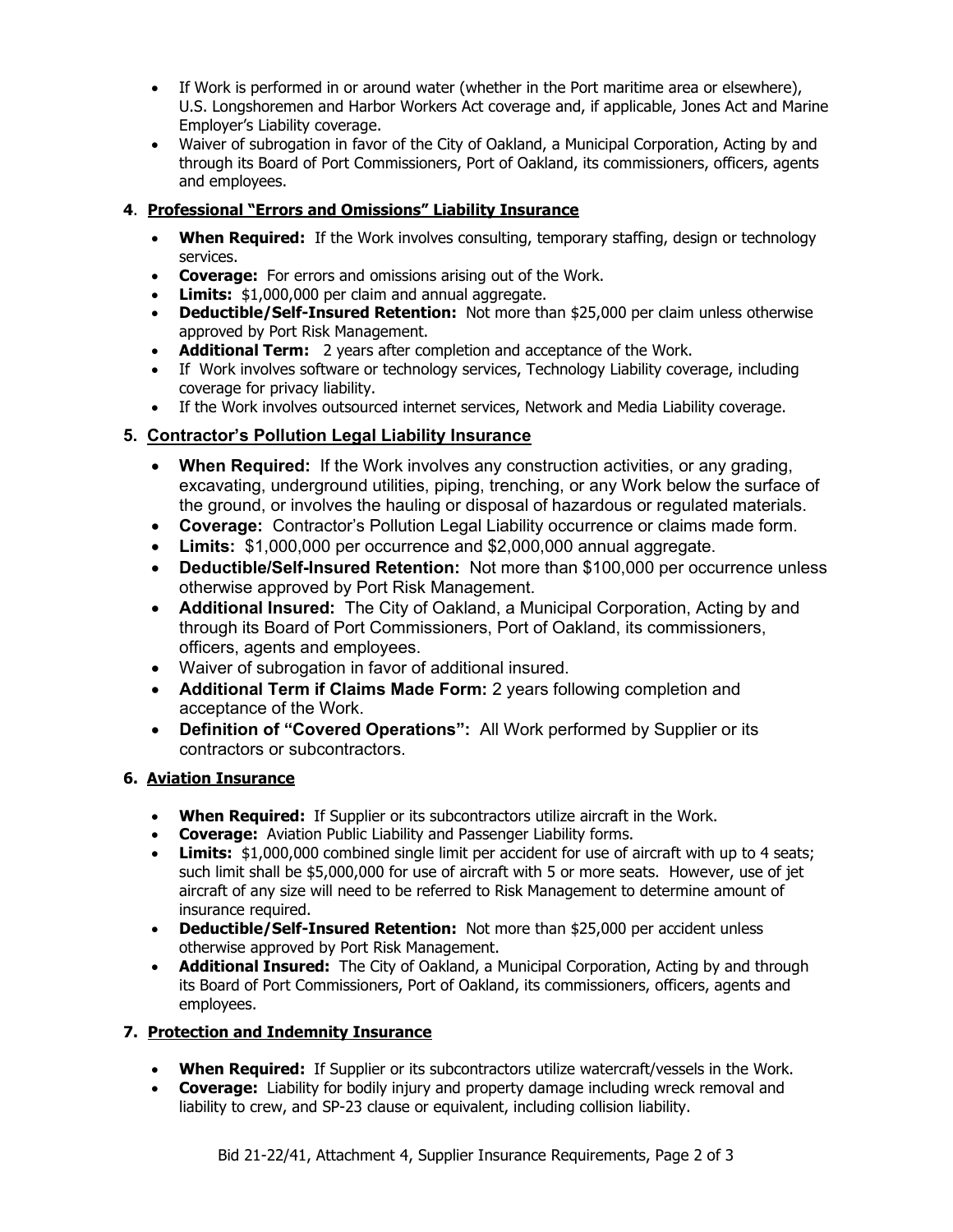- If Work is performed in or around water (whether in the Port maritime area or elsewhere), U.S. Longshoremen and Harbor Workers Act coverage and, if applicable, Jones Act and Marine Employer's Liability coverage.
- Waiver of subrogation in favor of the City of Oakland, a Municipal Corporation, Acting by and through its Board of Port Commissioners, Port of Oakland, its commissioners, officers, agents and employees.

**4. Professional "Errors and Omissions" Liability Insurance**

- **When Required:** If the Work involves consulting, temporary staffing, design or technology services.
- **Coverage:** For errors and omissions arising out of the Work.
- **Limits:** $1,000,000 per claim and annual aggregate.
- **Deductible/Self-Insured Retention:** Not more than $25,000 per claim unless otherwise approved by Port Risk Management.
- **Additional Term:** 2 years after completion and acceptance of the Work.
- If Work involves software or technology services, Technology Liability coverage, including coverage for privacy liability.
- If the Work involves outsourced internet services, Network and Media Liability coverage.

**5. Contractor's Pollution Legal Liability Insurance**

- **When Required:** If the Work involves any construction activities, or any grading, excavating, underground utilities, piping, trenching, or any Work below the surface of the ground, or involves the hauling or disposal of hazardous or regulated materials.
- **Coverage:** Contractor's Pollution Legal Liability occurrence or claims made form.
- **Limits:** $1,000,000 per occurrence and $2,000,000 annual aggregate.
- **Deductible/Self-Insured Retention:** Not more than $100,000 per occurrence unless otherwise approved by Port Risk Management.
- **Additional Insured:** The City of Oakland, a Municipal Corporation, Acting by and through its Board of Port Commissioners, Port of Oakland, its commissioners, officers, agents and employees.
- Waiver of subrogation in favor of additional insured.
- **Additional Term if Claims Made Form:** 2 years following completion and acceptance of the Work.
- **Definition of "Covered Operations":** All Work performed by Supplier or its contractors or subcontractors.

**6. Aviation Insurance**

- **When Required:** If Supplier or its subcontractors utilize aircraft in the Work.
- **Coverage:** Aviation Public Liability and Passenger Liability forms.
- **Limits:** $1,000,000 combined single limit per accident for use of aircraft with up to 4 seats; such limit shall be $5,000,000 for use of aircraft with 5 or more seats. However, use of jet aircraft of any size will need to be referred to Risk Management to determine amount of insurance required.
- **Deductible/Self-Insured Retention:** Not more than $25,000 per accident unless otherwise approved by Port Risk Management.
- **Additional Insured:** The City of Oakland, a Municipal Corporation, Acting by and through its Board of Port Commissioners, Port of Oakland, its commissioners, officers, agents and employees.

**7. Protection and Indemnity Insurance**

- **When Required:** If Supplier or its subcontractors utilize watercraft/vessels in the Work.
- **Coverage:** Liability for bodily injury and property damage including wreck removal and liability to crew, and SP-23 clause or equivalent, including collision liability.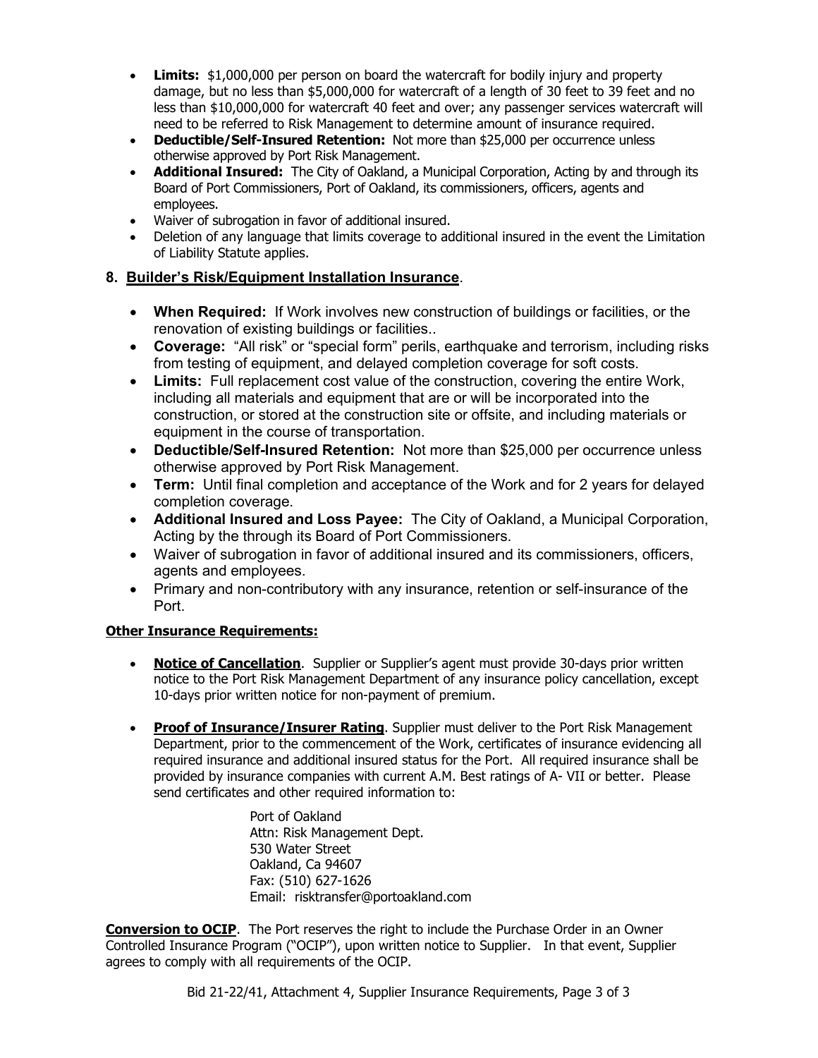- **Limits:** $1,000,000 per person on board the watercraft for bodily injury and property damage, but no less than $5,000,000 for watercraft of a length of 30 feet to 39 feet and no less than $10,000,000 for watercraft 40 feet and over; any passenger services watercraft will need to be referred to Risk Management to determine amount of insurance required.
- **Deductible/Self-Insured Retention:** Not more than $25,000 per occurrence unless otherwise approved by Port Risk Management.
- **Additional Insured:** The City of Oakland, a Municipal Corporation, Acting by and through its Board of Port Commissioners, Port of Oakland, its commissioners, officers, agents and employees.
- Waiver of subrogation in favor of additional insured.
- Deletion of any language that limits coverage to additional insured in the event the Limitation of Liability Statute applies.

## 8. <u>Builder's Risk/Equipment Installation Insurance</u>.

- **When Required:** If Work involves new construction of buildings or facilities, or the renovation of existing buildings or facilities..
- **Coverage:** "All risk" or "special form" perils, earthquake and terrorism, including risks from testing of equipment, and delayed completion coverage for soft costs.
- **Limits:** Full replacement cost value of the construction, covering the entire Work, including all materials and equipment that are or will be incorporated into the construction, or stored at the construction site or offsite, and including materials or equipment in the course of transportation.
- **Deductible/Self-Insured Retention:** Not more than $25,000 per occurrence unless otherwise approved by Port Risk Management.
- **Term:** Until final completion and acceptance of the Work and for 2 years for delayed completion coverage.
- **Additional Insured and Loss Payee:** The City of Oakland, a Municipal Corporation, Acting by the through its Board of Port Commissioners.
- Waiver of subrogation in favor of additional insured and its commissioners, officers, agents and employees.
- Primary and non-contributory with any insurance, retention or self-insurance of the Port.

**<u>Other Insurance Requirements:</u>**

- **<u>Notice of Cancellation</u>**. Supplier or Supplier's agent must provide 30-days prior written notice to the Port Risk Management Department of any insurance policy cancellation, except 10-days prior written notice for non-payment of premium.

- **<u>Proof of Insurance/Insurer Rating</u>**. Supplier must deliver to the Port Risk Management Department, prior to the commencement of the Work, certificates of insurance evidencing all required insurance and additional insured status for the Port. All required insurance shall be provided by insurance companies with current A.M. Best ratings of A- VII or better. Please send certificates and other required information to:

  Port of Oakland
  Attn: Risk Management Dept.
  530 Water Street
  Oakland, Ca 94607
  Fax: (510) 627-1626
  Email: risktransfer@portoakland.com

**<u>Conversion to OCIP</u>**. The Port reserves the right to include the Purchase Order in an Owner Controlled Insurance Program ("OCIP"), upon written notice to Supplier. In that event, Supplier agrees to comply with all requirements of the OCIP.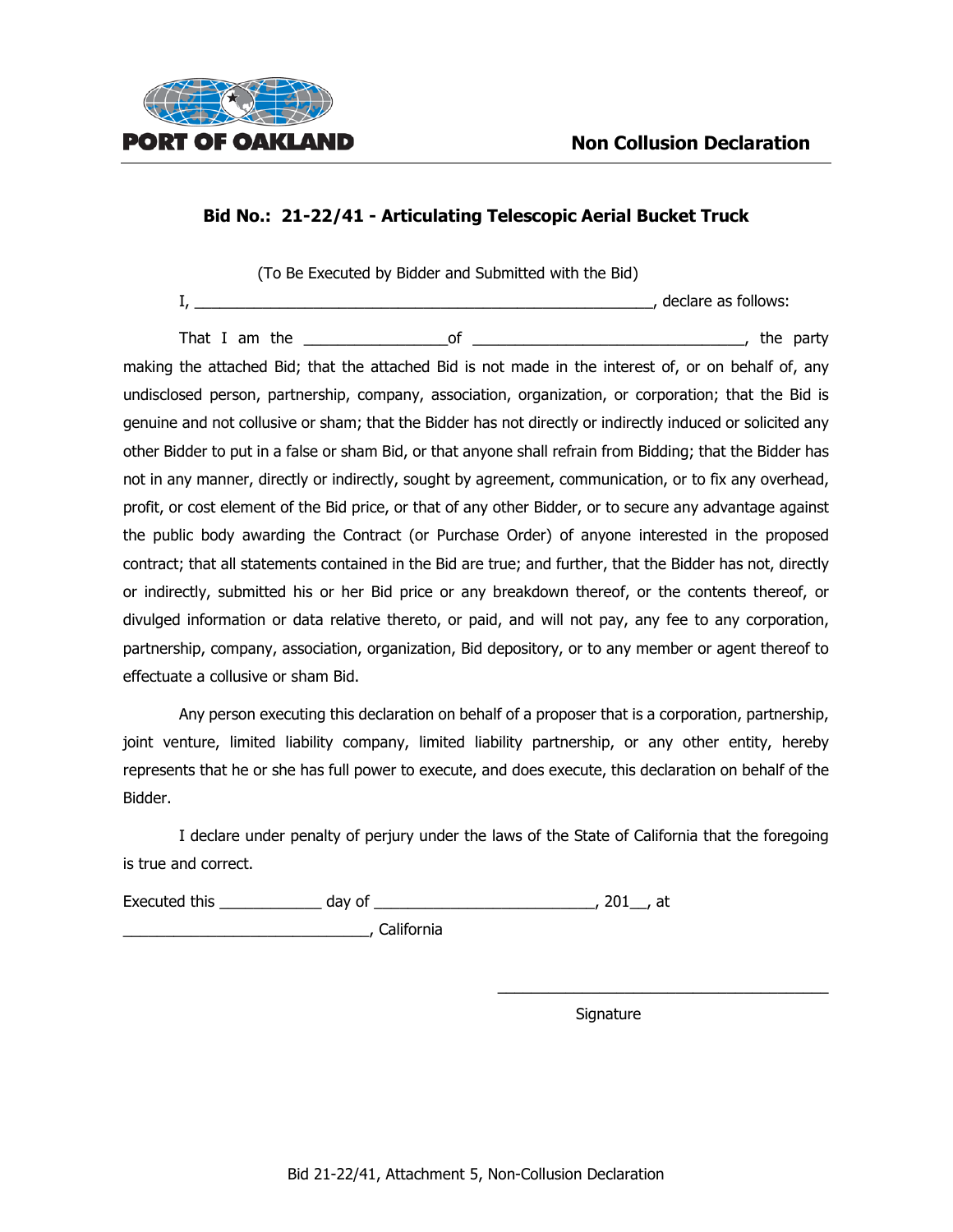PORT OF OAKLAND

**Non Collusion Declaration**

## Bid No.: 21-22/41 - Articulating Telescopic Aerial Bucket Truck

(To Be Executed by Bidder and Submitted with the Bid)

I, ______________________________________________________, declare as follows:

That I am the ________________of ________________________________, the party making the attached Bid; that the attached Bid is not made in the interest of, or on behalf of, any undisclosed person, partnership, company, association, organization, or corporation; that the Bid is genuine and not collusive or sham; that the Bidder has not directly or indirectly induced or solicited any other Bidder to put in a false or sham Bid, or that anyone shall refrain from Bidding; that the Bidder has not in any manner, directly or indirectly, sought by agreement, communication, or to fix any overhead, profit, or cost element of the Bid price, or that of any other Bidder, or to secure any advantage against the public body awarding the Contract (or Purchase Order) of anyone interested in the proposed contract; that all statements contained in the Bid are true; and further, that the Bidder has not, directly or indirectly, submitted his or her Bid price or any breakdown thereof, or the contents thereof, or divulged information or data relative thereto, or paid, and will not pay, any fee to any corporation, partnership, company, association, organization, Bid depository, or to any member or agent thereof to effectuate a collusive or sham Bid.

Any person executing this declaration on behalf of a proposer that is a corporation, partnership, joint venture, limited liability company, limited liability partnership, or any other entity, hereby represents that he or she has full power to execute, and does execute, this declaration on behalf of the Bidder.

I declare under penalty of perjury under the laws of the State of California that the foregoing is true and correct.

Executed this ____________ day of __________________________, 201__, at _____________________________, California

________________________________________
Signature

Bid 21-22/41, Attachment 5, Non-Collusion Declaration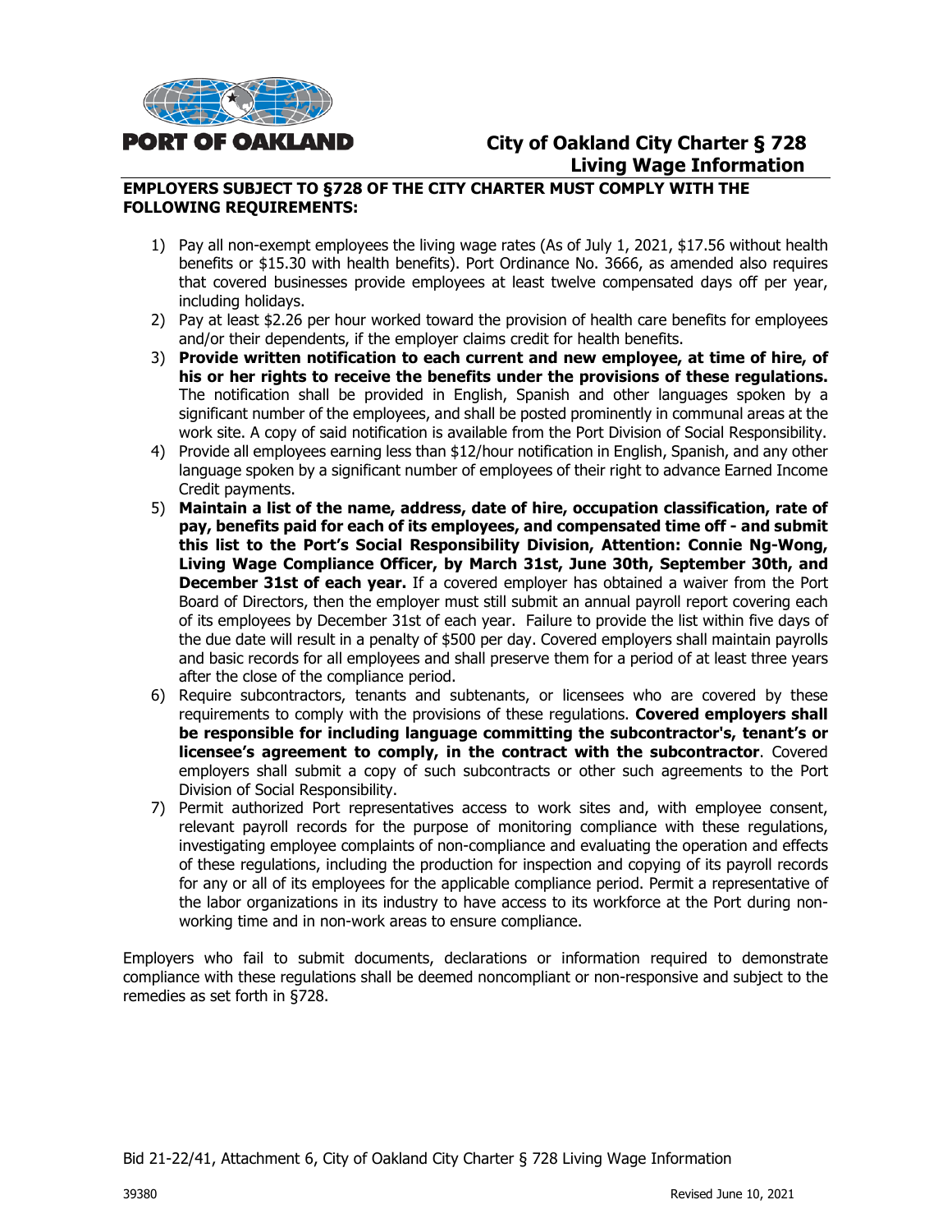**PORT OF OAKLAND**

# City of Oakland City Charter § 728 Living Wage Information

**EMPLOYERS SUBJECT TO §728 OF THE CITY CHARTER MUST COMPLY WITH THE FOLLOWING REQUIREMENTS:**

1) Pay all non-exempt employees the living wage rates (As of July 1, 2021, $17.56 without health benefits or $15.30 with health benefits). Port Ordinance No. 3666, as amended also requires that covered businesses provide employees at least twelve compensated days off per year, including holidays.
2) Pay at least $2.26 per hour worked toward the provision of health care benefits for employees and/or their dependents, if the employer claims credit for health benefits.
3) **Provide written notification to each current and new employee, at time of hire, of his or her rights to receive the benefits under the provisions of these regulations.** The notification shall be provided in English, Spanish and other languages spoken by a significant number of the employees, and shall be posted prominently in communal areas at the work site. A copy of said notification is available from the Port Division of Social Responsibility.
4) Provide all employees earning less than $12/hour notification in English, Spanish, and any other language spoken by a significant number of employees of their right to advance Earned Income Credit payments.
5) **Maintain a list of the name, address, date of hire, occupation classification, rate of pay, benefits paid for each of its employees, and compensated time off - and submit this list to the Port's Social Responsibility Division, Attention: Connie Ng-Wong, Living Wage Compliance Officer, by March 31st, June 30th, September 30th, and December 31st of each year.** If a covered employer has obtained a waiver from the Port Board of Directors, then the employer must still submit an annual payroll report covering each of its employees by December 31st of each year. Failure to provide the list within five days of the due date will result in a penalty of $500 per day. Covered employers shall maintain payrolls and basic records for all employees and shall preserve them for a period of at least three years after the close of the compliance period.
6) Require subcontractors, tenants and subtenants, or licensees who are covered by these requirements to comply with the provisions of these regulations. **Covered employers shall be responsible for including language committing the subcontractor's, tenant's or licensee's agreement to comply, in the contract with the subcontractor**. Covered employers shall submit a copy of such subcontracts or other such agreements to the Port Division of Social Responsibility.
7) Permit authorized Port representatives access to work sites and, with employee consent, relevant payroll records for the purpose of monitoring compliance with these regulations, investigating employee complaints of non-compliance and evaluating the operation and effects of these regulations, including the production for inspection and copying of its payroll records for any or all of its employees for the applicable compliance period. Permit a representative of the labor organizations in its industry to have access to its workforce at the Port during non-working time and in non-work areas to ensure compliance.

Employers who fail to submit documents, declarations or information required to demonstrate compliance with these regulations shall be deemed noncompliant or non-responsive and subject to the remedies as set forth in §728.

Bid 21-22/41, Attachment 6, City of Oakland City Charter § 728 Living Wage Information

39380 Revised June 10, 2021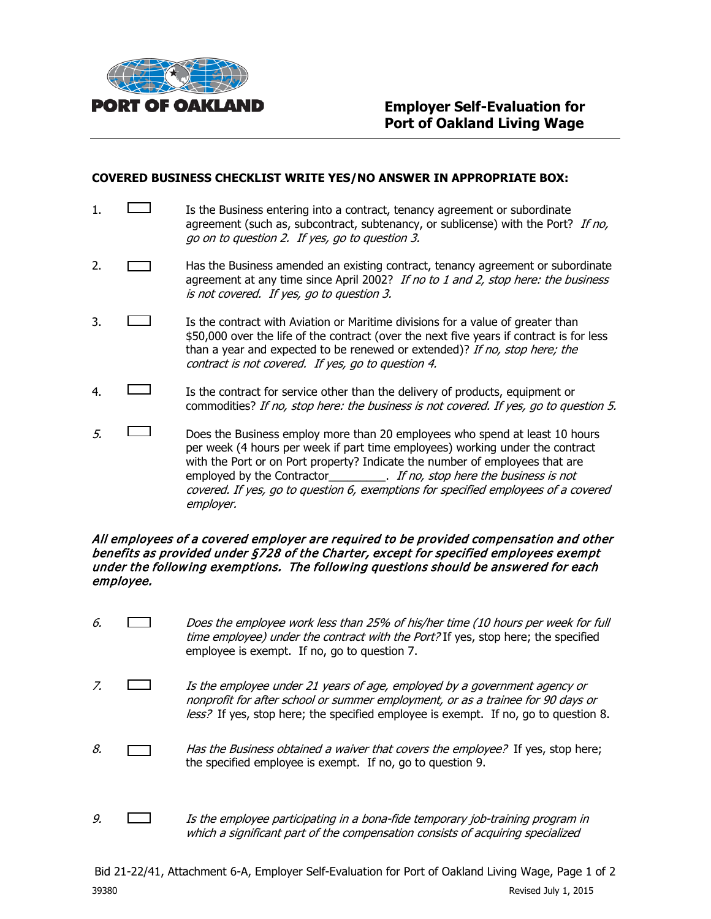PORT OF OAKLAND

# Employer Self-Evaluation for Port of Oakland Living Wage

**COVERED BUSINESS CHECKLIST WRITE YES/NO ANSWER IN APPROPRIATE BOX:**

1. ☐ Is the Business entering into a contract, tenancy agreement or subordinate agreement (such as, subcontract, subtenancy, or sublicense) with the Port? *If no, go on to question 2. If yes, go to question 3.*

2. ☐ Has the Business amended an existing contract, tenancy agreement or subordinate agreement at any time since April 2002? *If no to 1 and 2, stop here: the business is not covered. If yes, go to question 3.*

3. ☐ Is the contract with Aviation or Maritime divisions for a value of greater than $50,000 over the life of the contract (over the next five years if contract is for less than a year and expected to be renewed or extended)? *If no, stop here; the contract is not covered. If yes, go to question 4.*

4. ☐ Is the contract for service other than the delivery of products, equipment or commodities? *If no, stop here: the business is not covered. If yes, go to question 5.*

5. ☐ Does the Business employ more than 20 employees who spend at least 10 hours per week (4 hours per week if part time employees) working under the contract with the Port or on Port property? Indicate the number of employees that are employed by the Contractor_________. *If no, stop here the business is not covered. If yes, go to question 6, exemptions for specified employees of a covered employer.*

***All employees of a covered employer are required to be provided compensation and other benefits as provided under §728 of the Charter, except for specified employees exempt under the following exemptions. The following questions should be answered for each employee.***

6. ☐ *Does the employee work less than 25% of his/her time (10 hours per week for full time employee) under the contract with the Port?* If yes, stop here; the specified employee is exempt. If no, go to question 7.

7. ☐ *Is the employee under 21 years of age, employed by a government agency or nonprofit for after school or summer employment, or as a trainee for 90 days or less?* If yes, stop here; the specified employee is exempt. If no, go to question 8.

8. ☐ *Has the Business obtained a waiver that covers the employee?* If yes, stop here; the specified employee is exempt. If no, go to question 9.

9. ☐ *Is the employee participating in a bona-fide temporary job-training program in which a significant part of the compensation consists of acquiring specialized*

Bid 21-22/41, Attachment 6-A, Employer Self-Evaluation for Port of Oakland Living Wage

39380 Revised July 1, 2015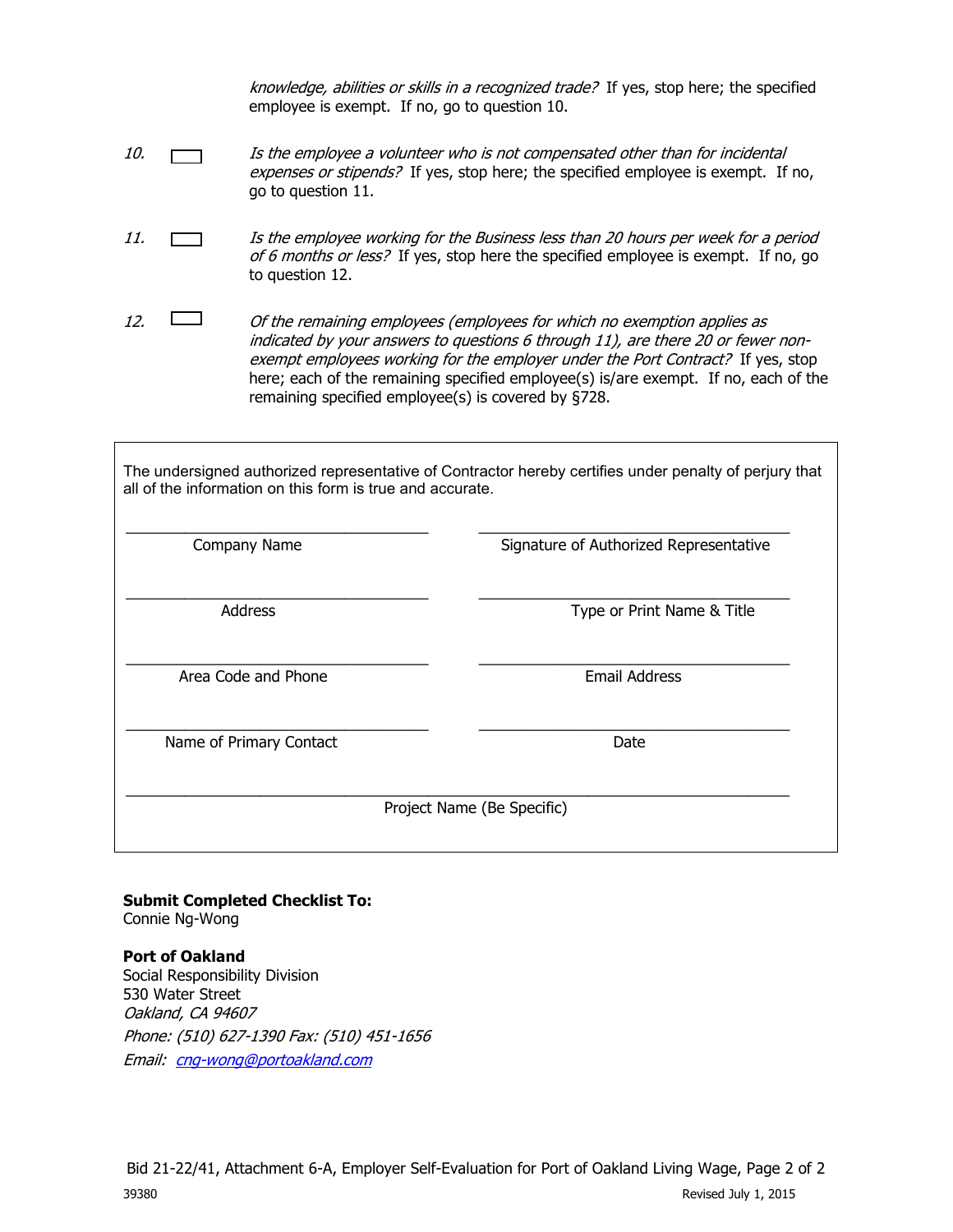*knowledge, abilities or skills in a recognized trade?* If yes, stop here; the specified employee is exempt. If no, go to question 10.

*10.* ☐ *Is the employee a volunteer who is not compensated other than for incidental expenses or stipends?* If yes, stop here; the specified employee is exempt. If no, go to question 11.

*11.* ☐ *Is the employee working for the Business less than 20 hours per week for a period of 6 months or less?* If yes, stop here the specified employee is exempt. If no, go to question 12.

*12.* ☐ *Of the remaining employees (employees for which no exemption applies as indicated by your answers to questions 6 through 11), are there 20 or fewer non-exempt employees working for the employer under the Port Contract?* If yes, stop here; each of the remaining specified employee(s) is/are exempt. If no, each of the remaining specified employee(s) is covered by §728.

The undersigned authorized representative of Contractor hereby certifies under penalty of perjury that all of the information on this form is true and accurate.

| | |
|---|---|
| ______________________________ | ______________________________ |
| Company Name | Signature of Authorized Representative |
| ______________________________ | ______________________________ |
| Address | Type or Print Name & Title |
| ______________________________ | ______________________________ |
| Area Code and Phone | Email Address |
| ______________________________ | ______________________________ |
| Name of Primary Contact | Date |

____________________________________________________________

Project Name (Be Specific)

**Submit Completed Checklist To:**
Connie Ng-Wong

**Port of Oakland**
Social Responsibility Division
530 Water Street
*Oakland, CA 94607*
*Phone: (510) 627-1390 Fax: (510) 451-1656*
*Email: cng-wong@portoakland.com*

Bid 21-22/41, Attachment 6-A, Employer Self-Evaluation for Port of Oakland Living Wage, Page 2 of 2

39380 Revised July 1, 2015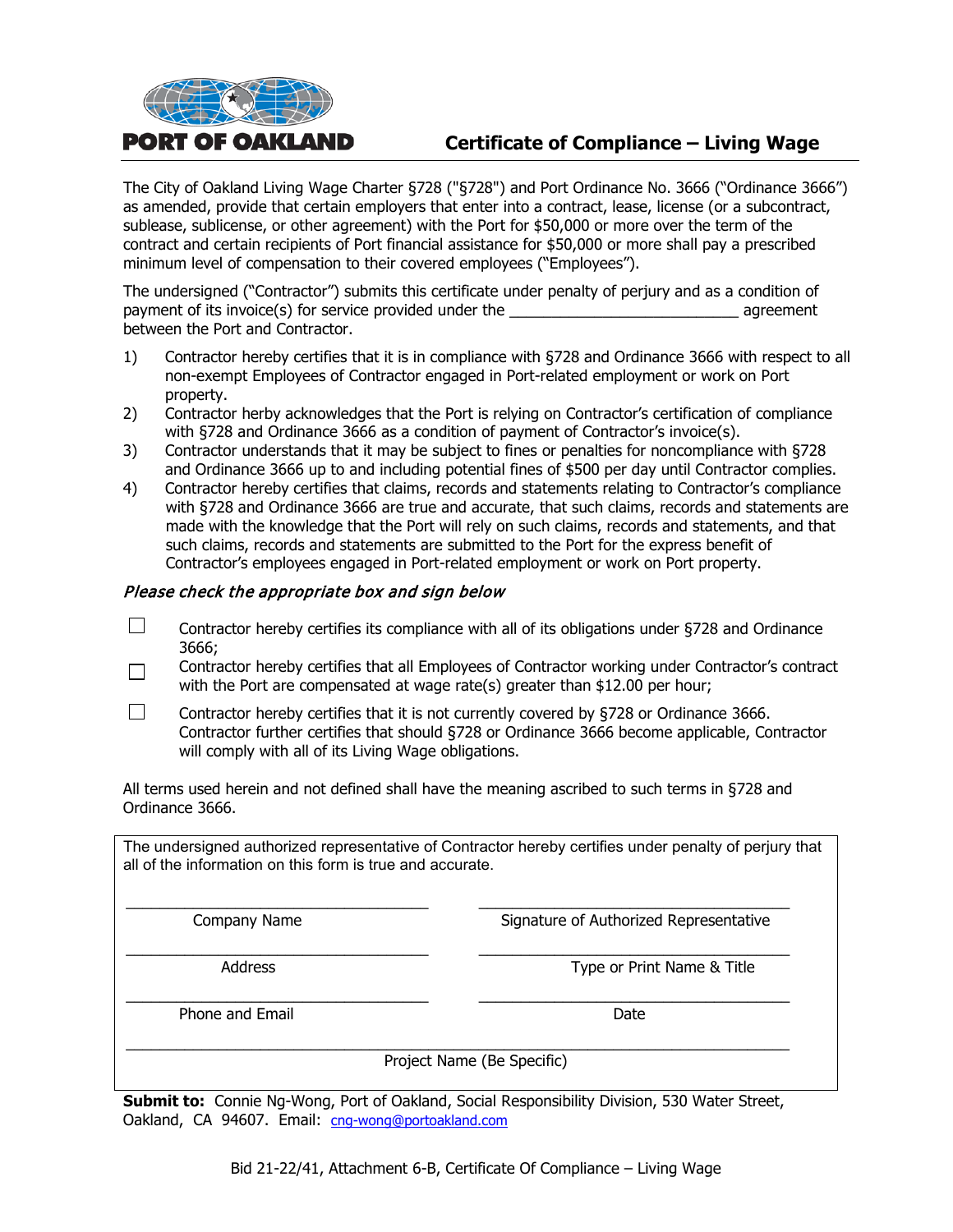**PORT OF OAKLAND**

# Certificate of Compliance – Living Wage

The City of Oakland Living Wage Charter §728 ("§728") and Port Ordinance No. 3666 ("Ordinance 3666") as amended, provide that certain employers that enter into a contract, lease, license (or a subcontract, sublease, sublicense, or other agreement) with the Port for $50,000 or more over the term of the contract and certain recipients of Port financial assistance for $50,000 or more shall pay a prescribed minimum level of compensation to their covered employees ("Employees").

The undersigned ("Contractor") submits this certificate under penalty of perjury and as a condition of payment of its invoice(s) for service provided under the ___________________________ agreement between the Port and Contractor.

1) Contractor hereby certifies that it is in compliance with §728 and Ordinance 3666 with respect to all non-exempt Employees of Contractor engaged in Port-related employment or work on Port property.
2) Contractor herby acknowledges that the Port is relying on Contractor's certification of compliance with §728 and Ordinance 3666 as a condition of payment of Contractor's invoice(s).
3) Contractor understands that it may be subject to fines or penalties for noncompliance with §728 and Ordinance 3666 up to and including potential fines of $500 per day until Contractor complies.
4) Contractor hereby certifies that claims, records and statements relating to Contractor's compliance with §728 and Ordinance 3666 are true and accurate, that such claims, records and statements are made with the knowledge that the Port will rely on such claims, records and statements, and that such claims, records and statements are submitted to the Port for the express benefit of Contractor's employees engaged in Port-related employment or work on Port property.

***Please check the appropriate box and sign below***

☐ Contractor hereby certifies its compliance with all of its obligations under §728 and Ordinance 3666;

☐ Contractor hereby certifies that all Employees of Contractor working under Contractor's contract with the Port are compensated at wage rate(s) greater than $12.00 per hour;

☐ Contractor hereby certifies that it is not currently covered by §728 or Ordinance 3666. Contractor further certifies that should §728 or Ordinance 3666 become applicable, Contractor will comply with all of its Living Wage obligations.

All terms used herein and not defined shall have the meaning ascribed to such terms in §728 and Ordinance 3666.

The undersigned authorized representative of Contractor hereby certifies under penalty of perjury that all of the information on this form is true and accurate.

| ___________________________ | ___________________________ |
|---|---|
| Company Name | Signature of Authorized Representative |
| ___________________________ | ___________________________ |
| Address | Type or Print Name & Title |
| ___________________________ | ___________________________ |
| Phone and Email | Date |

_______________________________________________________

Project Name (Be Specific)

**Submit to:** Connie Ng-Wong, Port of Oakland, Social Responsibility Division, 530 Water Street, Oakland, CA 94607. Email: cng-wong@portoakland.com

Bid 21-22/41, Attachment 6-B, Certificate Of Compliance – Living Wage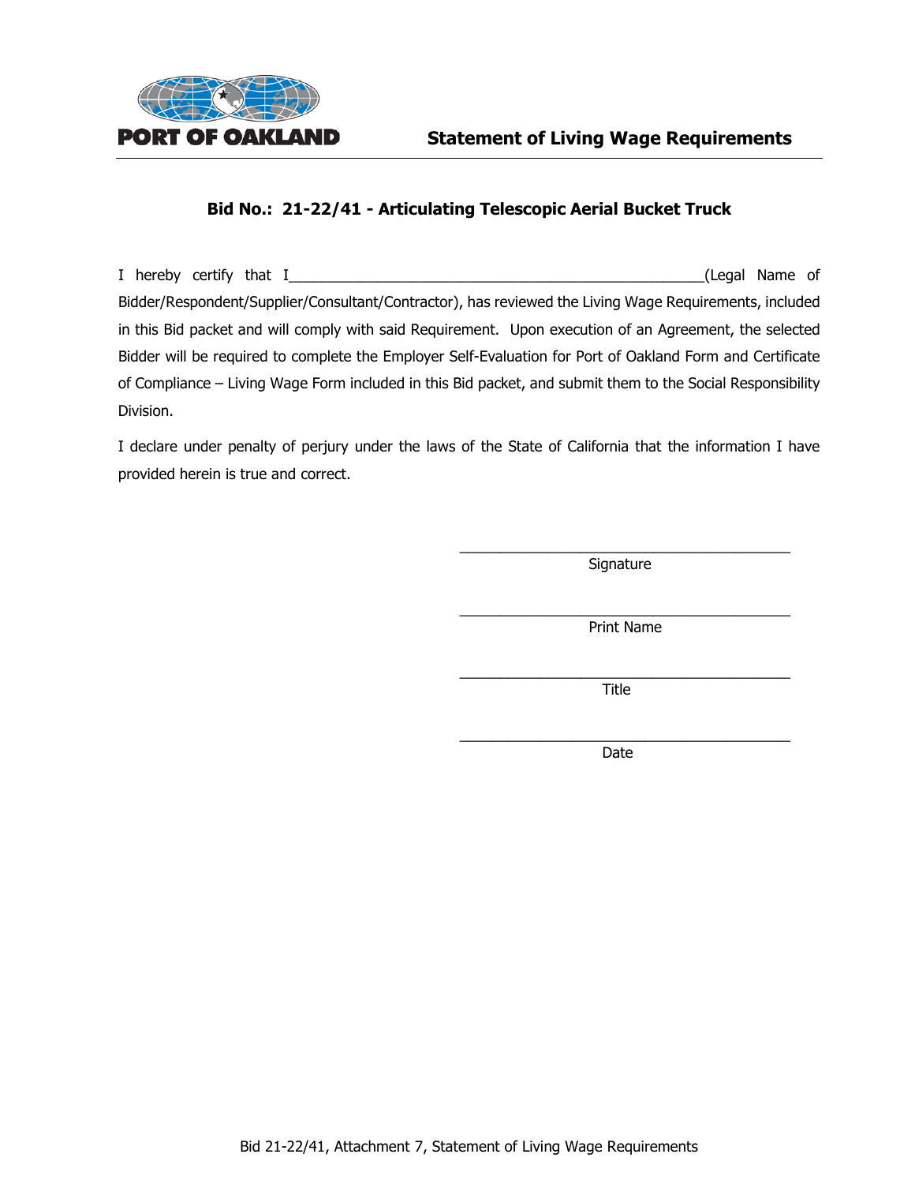PORT OF OAKLAND

## Statement of Living Wage Requirements

### Bid No.: 21-22/41 - Articulating Telescopic Aerial Bucket Truck

I hereby certify that I_____________________________________________________(Legal Name of Bidder/Respondent/Supplier/Consultant/Contractor), has reviewed the Living Wage Requirements, included in this Bid packet and will comply with said Requirement. Upon execution of an Agreement, the selected Bidder will be required to complete the Employer Self-Evaluation for Port of Oakland Form and Certificate of Compliance – Living Wage Form included in this Bid packet, and submit them to the Social Responsibility Division.

I declare under penalty of perjury under the laws of the State of California that the information I have provided herein is true and correct.

_________________________________________
Signature

_________________________________________
Print Name

_________________________________________
Title

_________________________________________
Date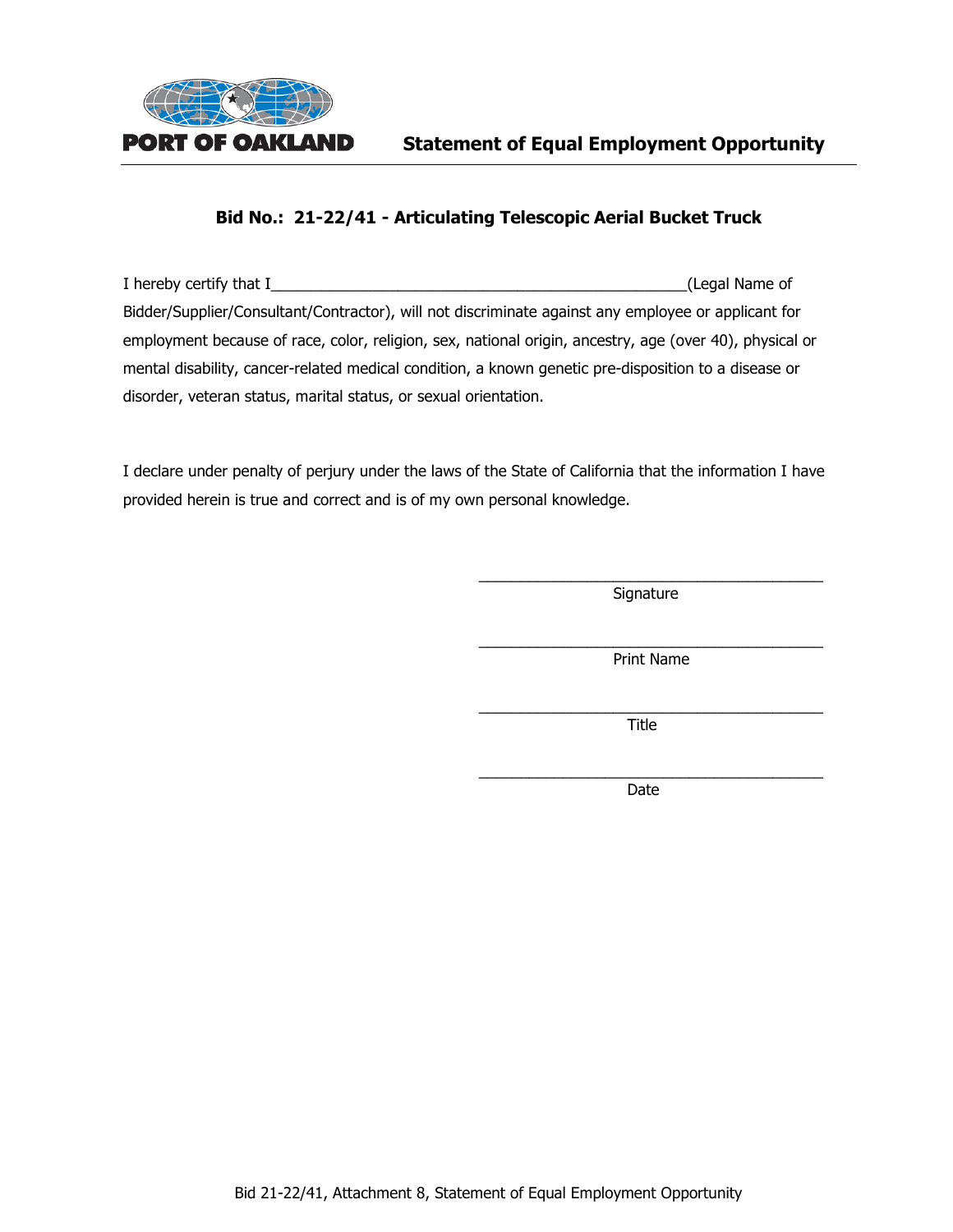PORT OF OAKLAND

# Statement of Equal Employment Opportunity

## Bid No.: 21-22/41 - Articulating Telescopic Aerial Bucket Truck

I hereby certify that I__________________________________________________(Legal Name of Bidder/Supplier/Consultant/Contractor), will not discriminate against any employee or applicant for employment because of race, color, religion, sex, national origin, ancestry, age (over 40), physical or mental disability, cancer-related medical condition, a known genetic pre-disposition to a disease or disorder, veteran status, marital status, or sexual orientation.

I declare under penalty of perjury under the laws of the State of California that the information I have provided herein is true and correct and is of my own personal knowledge.

__________________________________________
Signature

__________________________________________
Print Name

__________________________________________
Title

__________________________________________
Date

Bid 21-22/41, Attachment 8, Statement of Equal Employment Opportunity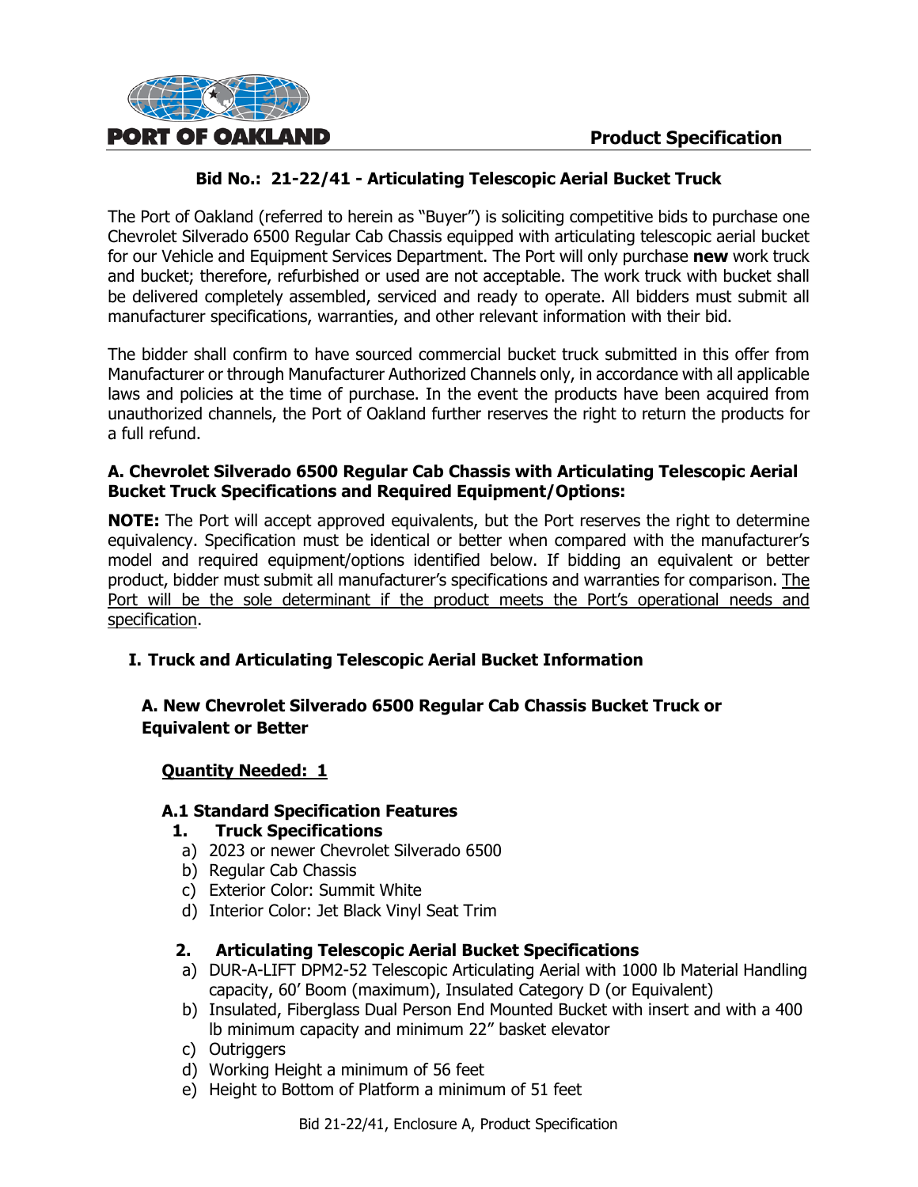**PORT OF OAKLAND** **Product Specification**

## Bid No.: 21-22/41 - Articulating Telescopic Aerial Bucket Truck

The Port of Oakland (referred to herein as "Buyer") is soliciting competitive bids to purchase one Chevrolet Silverado 6500 Regular Cab Chassis equipped with articulating telescopic aerial bucket for our Vehicle and Equipment Services Department. The Port will only purchase **new** work truck and bucket; therefore, refurbished or used are not acceptable. The work truck with bucket shall be delivered completely assembled, serviced and ready to operate. All bidders must submit all manufacturer specifications, warranties, and other relevant information with their bid.

The bidder shall confirm to have sourced commercial bucket truck submitted in this offer from Manufacturer or through Manufacturer Authorized Channels only, in accordance with all applicable laws and policies at the time of purchase. In the event the products have been acquired from unauthorized channels, the Port of Oakland further reserves the right to return the products for a full refund.

### A. Chevrolet Silverado 6500 Regular Cab Chassis with Articulating Telescopic Aerial Bucket Truck Specifications and Required Equipment/Options:

**NOTE:** The Port will accept approved equivalents, but the Port reserves the right to determine equivalency. Specification must be identical or better when compared with the manufacturer's model and required equipment/options identified below. If bidding an equivalent or better product, bidder must submit all manufacturer's specifications and warranties for comparison. <u>The Port will be the sole determinant if the product meets the Port's operational needs and specification</u>.

### I. Truck and Articulating Telescopic Aerial Bucket Information

#### A. New Chevrolet Silverado 6500 Regular Cab Chassis Bucket Truck or Equivalent or Better

**<u>Quantity Needed: 1</u>**

**A.1 Standard Specification Features**

1. **Truck Specifications**
   a) 2023 or newer Chevrolet Silverado 6500
   b) Regular Cab Chassis
   c) Exterior Color: Summit White
   d) Interior Color: Jet Black Vinyl Seat Trim

2. **Articulating Telescopic Aerial Bucket Specifications**
   a) DUR-A-LIFT DPM2-52 Telescopic Articulating Aerial with 1000 lb Material Handling capacity, 60' Boom (maximum), Insulated Category D (or Equivalent)
   b) Insulated, Fiberglass Dual Person End Mounted Bucket with insert and with a 400 lb minimum capacity and minimum 22" basket elevator
   c) Outriggers
   d) Working Height a minimum of 56 feet
   e) Height to Bottom of Platform a minimum of 51 feet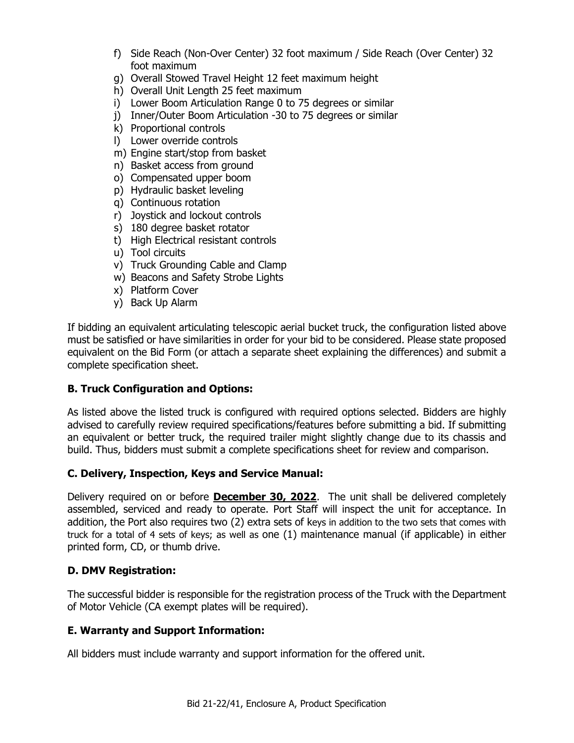f) Side Reach (Non-Over Center) 32 foot maximum / Side Reach (Over Center) 32 foot maximum
g) Overall Stowed Travel Height 12 feet maximum height
h) Overall Unit Length 25 feet maximum
i) Lower Boom Articulation Range 0 to 75 degrees or similar
j) Inner/Outer Boom Articulation -30 to 75 degrees or similar
k) Proportional controls
l) Lower override controls
m) Engine start/stop from basket
n) Basket access from ground
o) Compensated upper boom
p) Hydraulic basket leveling
q) Continuous rotation
r) Joystick and lockout controls
s) 180 degree basket rotator
t) High Electrical resistant controls
u) Tool circuits
v) Truck Grounding Cable and Clamp
w) Beacons and Safety Strobe Lights
x) Platform Cover
y) Back Up Alarm

If bidding an equivalent articulating telescopic aerial bucket truck, the configuration listed above must be satisfied or have similarities in order for your bid to be considered. Please state proposed equivalent on the Bid Form (or attach a separate sheet explaining the differences) and submit a complete specification sheet.

### B. Truck Configuration and Options:

As listed above the listed truck is configured with required options selected. Bidders are highly advised to carefully review required specifications/features before submitting a bid. If submitting an equivalent or better truck, the required trailer might slightly change due to its chassis and build. Thus, bidders must submit a complete specifications sheet for review and comparison.

### C. Delivery, Inspection, Keys and Service Manual:

Delivery required on or before **December 30, 2022**. The unit shall be delivered completely assembled, serviced and ready to operate. Port Staff will inspect the unit for acceptance. In addition, the Port also requires two (2) extra sets of keys in addition to the two sets that comes with truck for a total of 4 sets of keys; as well as one (1) maintenance manual (if applicable) in either printed form, CD, or thumb drive.

### D. DMV Registration:

The successful bidder is responsible for the registration process of the Truck with the Department of Motor Vehicle (CA exempt plates will be required).

### E. Warranty and Support Information:

All bidders must include warranty and support information for the offered unit.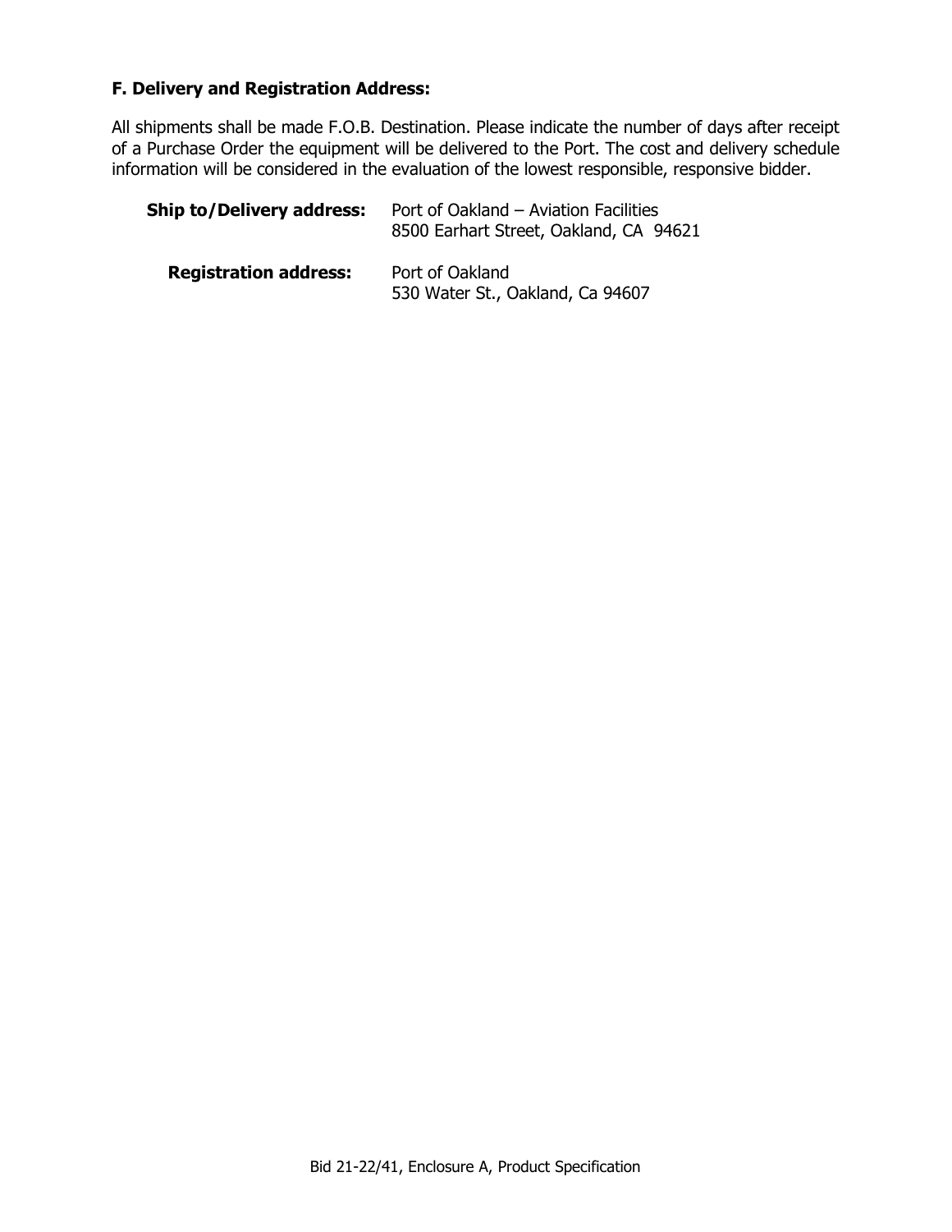### F. Delivery and Registration Address:

All shipments shall be made F.O.B. Destination. Please indicate the number of days after receipt of a Purchase Order the equipment will be delivered to the Port. The cost and delivery schedule information will be considered in the evaluation of the lowest responsible, responsive bidder.

| | |
|---|---|
| **Ship to/Delivery address:** | Port of Oakland – Aviation Facilities<br>8500 Earhart Street, Oakland, CA 94621 |
| **Registration address:** | Port of Oakland<br>530 Water St., Oakland, Ca 94607 |